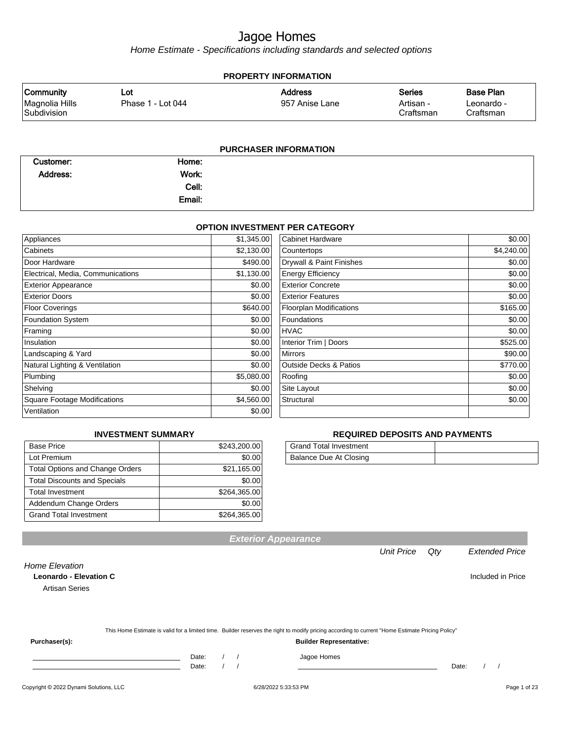# Jagoe Homes

*Home Estimate - Specifications including standards and selected options*

## PROPERTY INFORMATION

| Community | Lot | Address | Series | Base Plan |
|---|---|---|---|---|
| Magnolia Hills Subdivision | Phase 1 - Lot 044 | 957 Anise Lane | Artisan - Craftsman | Leonardo - Craftsman |

## PURCHASER INFORMATION

| | | | |
|---|---|---|---|
| **Customer:** | | **Home:** | |
| **Address:** | | **Work:** | |
| | | **Cell:** | |
| | | **Email:** | |

## OPTION INVESTMENT PER CATEGORY

| Category | Amount | Category | Amount |
|---|---|---|---|
| Appliances | $1,345.00 | Cabinet Hardware | $0.00 |
| Cabinets | $2,130.00 | Countertops | $4,240.00 |
| Door Hardware | $490.00 | Drywall & Paint Finishes | $0.00 |
| Electrical, Media, Communications | $1,130.00 | Energy Efficiency | $0.00 |
| Exterior Appearance | $0.00 | Exterior Concrete | $0.00 |
| Exterior Doors | $0.00 | Exterior Features | $0.00 |
| Floor Coverings | $640.00 | Floorplan Modifications | $165.00 |
| Foundation System | $0.00 | Foundations | $0.00 |
| Framing | $0.00 | HVAC | $0.00 |
| Insulation | $0.00 | Interior Trim \| Doors | $525.00 |
| Landscaping & Yard | $0.00 | Mirrors | $90.00 |
| Natural Lighting & Ventilation | $0.00 | Outside Decks & Patios | $770.00 |
| Plumbing | $5,080.00 | Roofing | $0.00 |
| Shelving | $0.00 | Site Layout | $0.00 |
| Square Footage Modifications | $4,560.00 | Structural | $0.00 |
| Ventilation | $0.00 | | |

## INVESTMENT SUMMARY

| | |
|---|---|
| Base Price | $243,200.00 |
| Lot Premium | $0.00 |
| Total Options and Change Orders | $21,165.00 |
| Total Discounts and Specials | $0.00 |
| Total Investment | $264,365.00 |
| Addendum Change Orders | $0.00 |
| Grand Total Investment | $264,365.00 |

## REQUIRED DEPOSITS AND PAYMENTS

| | |
|---|---|
| Grand Total Investment | |
| Balance Due At Closing | |

## Exterior Appearance

| | Unit Price | Qty | Extended Price |
|---|---|---|---|
| *Home Elevation* | | | |
| **Leonardo - Elevation C** | | | Included in Price |
| Artisan Series | | | |

This Home Estimate is valid for a limited time. Builder reserves the right to modify pricing according to current "Home Estimate Pricing Policy"

**Purchaser(s):**

\_\_\_\_\_\_\_\_\_\_\_\_\_\_\_\_\_\_\_\_ Date: / /

\_\_\_\_\_\_\_\_\_\_\_\_\_\_\_\_\_\_\_\_ Date: / /

**Builder Representative:**

Jagoe Homes

\_\_\_\_\_\_\_\_\_\_\_\_\_\_\_\_\_\_\_\_ Date: / /

Copyright © 2022 Dynami Solutions, LLC — 6/28/2022 5:33:53 PM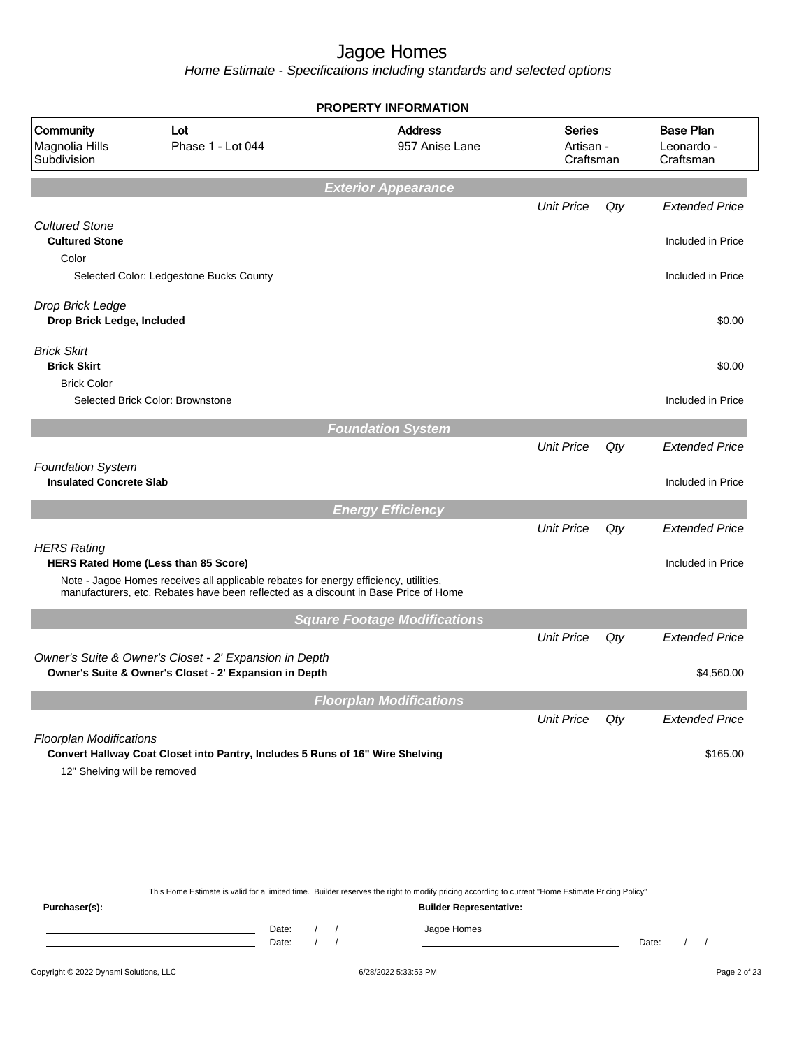# Jagoe Homes

*Home Estimate - Specifications including standards and selected options*

**PROPERTY INFORMATION**

| Community | Lot | Address | Series | Base Plan |
| --- | --- | --- | --- | --- |
| Magnolia Hills Subdivision | Phase 1 - Lot 044 | 957 Anise Lane | Artisan - Craftsman | Leonardo - Craftsman |

## *Exterior Appearance*

| | Unit Price | Qty | Extended Price |
| --- | --- | --- | --- |
| *Cultured Stone* | | | |
| **Cultured Stone** | | | Included in Price |
| Color | | | |
| Selected Color: Ledgestone Bucks County | | | Included in Price |
| *Drop Brick Ledge* | | | |
| **Drop Brick Ledge, Included** | | | $0.00 |
| *Brick Skirt* | | | |
| **Brick Skirt** | | | $0.00 |
| Brick Color | | | |
| Selected Brick Color: Brownstone | | | Included in Price |

## *Foundation System*

| | Unit Price | Qty | Extended Price |
| --- | --- | --- | --- |
| *Foundation System* | | | |
| **Insulated Concrete Slab** | | | Included in Price |

## *Energy Efficiency*

| | Unit Price | Qty | Extended Price |
| --- | --- | --- | --- |
| *HERS Rating* | | | |
| **HERS Rated Home (Less than 85 Score)** | | | Included in Price |
| Note - Jagoe Homes receives all applicable rebates for energy efficiency, utilities, manufacturers, etc. Rebates have been reflected as a discount in Base Price of Home | | | |

## *Square Footage Modifications*

| | Unit Price | Qty | Extended Price |
| --- | --- | --- | --- |
| *Owner's Suite & Owner's Closet - 2' Expansion in Depth* | | | |
| **Owner's Suite & Owner's Closet - 2' Expansion in Depth** | | | $4,560.00 |

## *Floorplan Modifications*

| | Unit Price | Qty | Extended Price |
| --- | --- | --- | --- |
| *Floorplan Modifications* | | | |
| **Convert Hallway Coat Closet into Pantry, Includes 5 Runs of 16" Wire Shelving** | | | $165.00 |
| 12" Shelving will be removed | | | |

This Home Estimate is valid for a limited time. Builder reserves the right to modify pricing according to current "Home Estimate Pricing Policy"

**Purchaser(s):** Date: / / Date: / /

**Builder Representative:** Jagoe Homes Date: / /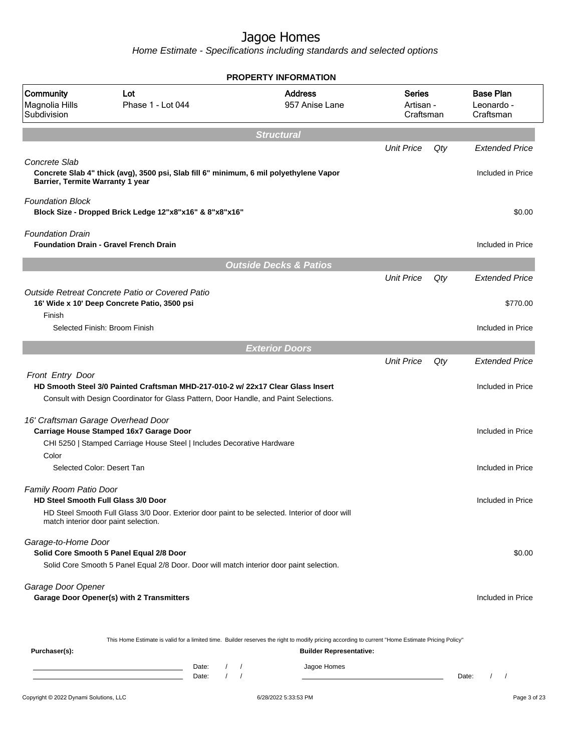# Jagoe Homes

*Home Estimate - Specifications including standards and selected options*

## PROPERTY INFORMATION

| Community | Lot | Address | Series | Base Plan |
|---|---|---|---|---|
| Magnolia Hills Subdivision | Phase 1 - Lot 044 | 957 Anise Lane | Artisan - Craftsman | Leonardo - Craftsman |

## Structural

| | Unit Price | Qty | Extended Price |
|---|---|---|---|
| *Concrete Slab* | | | |
| **Concrete Slab 4" thick (avg), 3500 psi, Slab fill 6" minimum, 6 mil polyethylene Vapor Barrier, Termite Warranty 1 year** | | | Included in Price |
| *Foundation Block* | | | |
| **Block Size - Dropped Brick Ledge 12"x8"x16" & 8"x8"x16"** | | | $0.00 |
| *Foundation Drain* | | | |
| **Foundation Drain - Gravel French Drain** | | | Included in Price |

## Outside Decks & Patios

| | Unit Price | Qty | Extended Price |
|---|---|---|---|
| *Outside Retreat Concrete Patio or Covered Patio* | | | |
| **16' Wide x 10' Deep Concrete Patio, 3500 psi** | | | $770.00 |
| Finish | | | |
| Selected Finish: Broom Finish | | | Included in Price |

## Exterior Doors

| | Unit Price | Qty | Extended Price |
|---|---|---|---|
| *Front Entry Door* | | | |
| **HD Smooth Steel 3/0 Painted Craftsman MHD-217-010-2 w/ 22x17 Clear Glass Insert** | | | Included in Price |
| Consult with Design Coordinator for Glass Pattern, Door Handle, and Paint Selections. | | | |
| *16' Craftsman Garage Overhead Door* | | | |
| **Carriage House Stamped 16x7 Garage Door** | | | Included in Price |
| CHI 5250 \| Stamped Carriage House Steel \| Includes Decorative Hardware | | | |
| Color | | | |
| Selected Color: Desert Tan | | | Included in Price |
| *Family Room Patio Door* | | | |
| **HD Steel Smooth Full Glass 3/0 Door** | | | Included in Price |
| HD Steel Smooth Full Glass 3/0 Door. Exterior door paint to be selected. Interior of door will match interior door paint selection. | | | |
| *Garage-to-Home Door* | | | |
| **Solid Core Smooth 5 Panel Equal 2/8 Door** | | | $0.00 |
| Solid Core Smooth 5 Panel Equal 2/8 Door. Door will match interior door paint selection. | | | |
| *Garage Door Opener* | | | |
| **Garage Door Opener(s) with 2 Transmitters** | | | Included in Price |

This Home Estimate is valid for a limited time. Builder reserves the right to modify pricing according to current "Home Estimate Pricing Policy"

**Purchaser(s):**

Date: / /

Date: / /

**Builder Representative:**

Jagoe Homes

Date: / /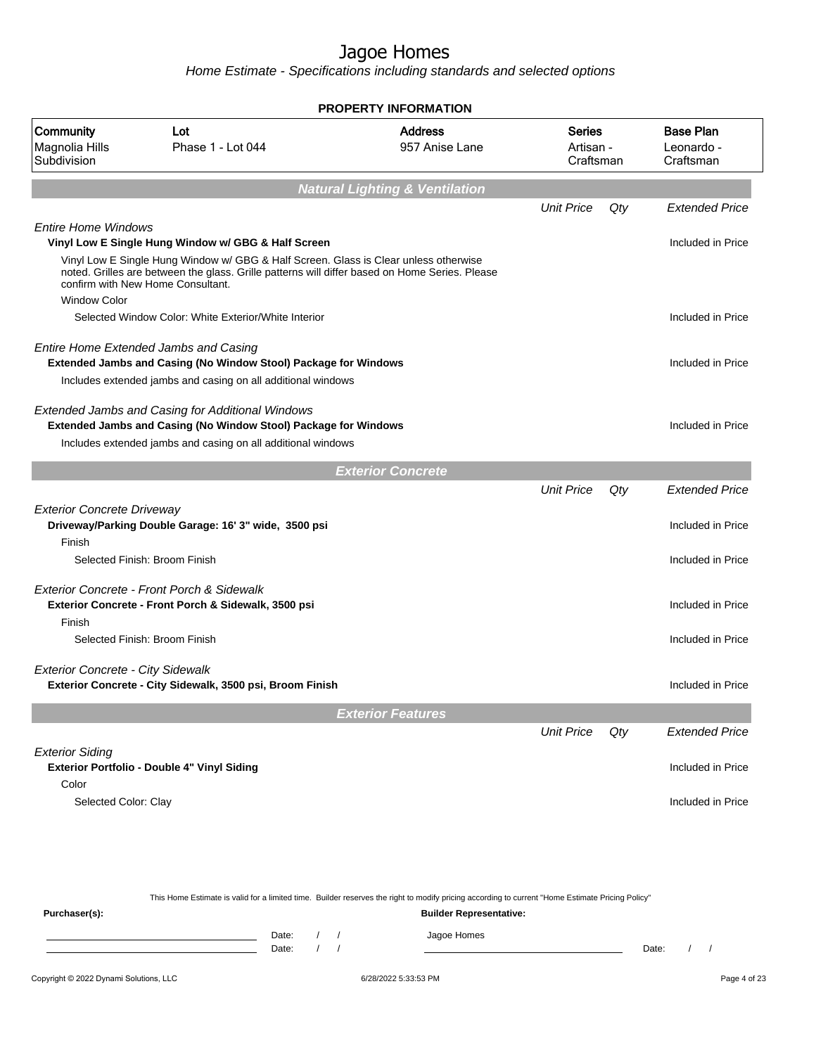# Jagoe Homes

*Home Estimate - Specifications including standards and selected options*

## PROPERTY INFORMATION

| Community | Lot | Address | Series | Base Plan |
|---|---|---|---|---|
| Magnolia Hills Subdivision | Phase 1 - Lot 044 | 957 Anise Lane | Artisan - Craftsman | Leonardo - Craftsman |

## Natural Lighting & Ventilation

| | Unit Price | Qty | Extended Price |
|---|---|---|---|
| *Entire Home Windows* | | | |
| **Vinyl Low E Single Hung Window w/ GBG & Half Screen** | | | Included in Price |
| Vinyl Low E Single Hung Window w/ GBG & Half Screen. Glass is Clear unless otherwise noted. Grilles are between the glass. Grille patterns will differ based on Home Series. Please confirm with New Home Consultant. | | | |
| Window Color | | | |
| Selected Window Color: White Exterior/White Interior | | | Included in Price |
| *Entire Home Extended Jambs and Casing* | | | |
| **Extended Jambs and Casing (No Window Stool) Package for Windows** | | | Included in Price |
| Includes extended jambs and casing on all additional windows | | | |
| *Extended Jambs and Casing for Additional Windows* | | | |
| **Extended Jambs and Casing (No Window Stool) Package for Windows** | | | Included in Price |
| Includes extended jambs and casing on all additional windows | | | |

## Exterior Concrete

| | Unit Price | Qty | Extended Price |
|---|---|---|---|
| *Exterior Concrete Driveway* | | | |
| **Driveway/Parking Double Garage: 16' 3" wide, 3500 psi** | | | Included in Price |
| Finish | | | |
| Selected Finish: Broom Finish | | | Included in Price |
| *Exterior Concrete - Front Porch & Sidewalk* | | | |
| **Exterior Concrete - Front Porch & Sidewalk, 3500 psi** | | | Included in Price |
| Finish | | | |
| Selected Finish: Broom Finish | | | Included in Price |
| *Exterior Concrete - City Sidewalk* | | | |
| **Exterior Concrete - City Sidewalk, 3500 psi, Broom Finish** | | | Included in Price |

## Exterior Features

| | Unit Price | Qty | Extended Price |
|---|---|---|---|
| *Exterior Siding* | | | |
| **Exterior Portfolio - Double 4" Vinyl Siding** | | | Included in Price |
| Color | | | |
| Selected Color: Clay | | | Included in Price |

This Home Estimate is valid for a limited time. Builder reserves the right to modify pricing according to current "Home Estimate Pricing Policy"

**Purchaser(s):**

Date: / /

Date: / /

**Builder Representative:**

Jagoe Homes

Date: / /

Copyright © 2022 Dynami Solutions, LLC    6/28/2022 5:33:53 PM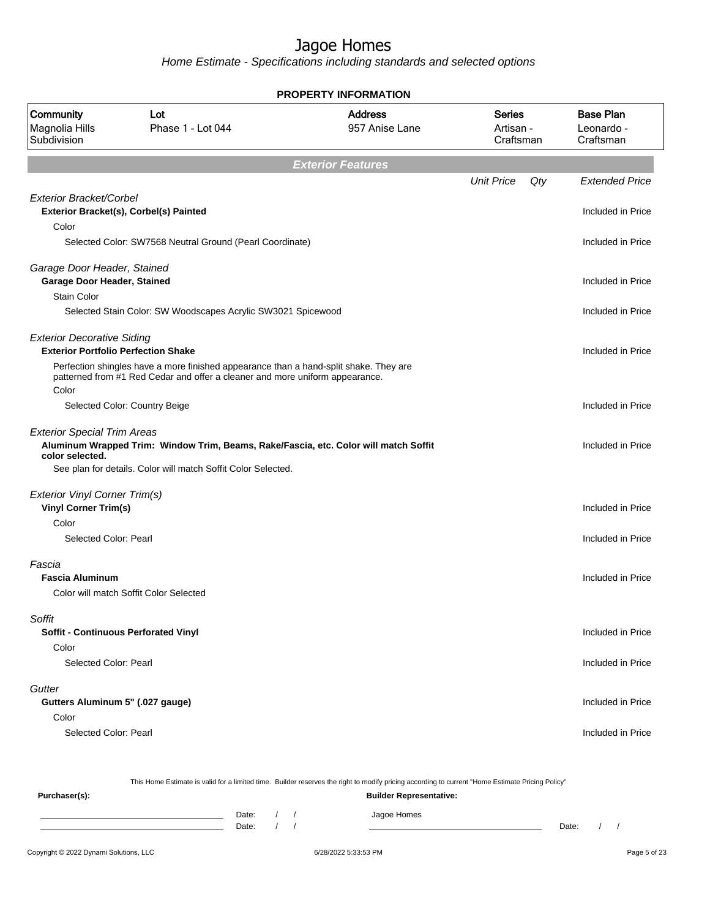# Jagoe Homes

*Home Estimate - Specifications including standards and selected options*

**PROPERTY INFORMATION**

| Community | Lot | Address | Series | Base Plan |
|---|---|---|---|---|
| Magnolia Hills Subdivision | Phase 1 - Lot 044 | 957 Anise Lane | Artisan - Craftsman | Leonardo - Craftsman |

## Exterior Features

| | Unit Price | Qty | Extended Price |
|---|---|---|---|
| *Exterior Bracket/Corbel* | | | |
| **Exterior Bracket(s), Corbel(s) Painted** | | | Included in Price |
| Color | | | |
| Selected Color: SW7568 Neutral Ground (Pearl Coordinate) | | | Included in Price |
| *Garage Door Header, Stained* | | | |
| **Garage Door Header, Stained** | | | Included in Price |
| Stain Color | | | |
| Selected Stain Color: SW Woodscapes Acrylic SW3021 Spicewood | | | Included in Price |
| *Exterior Decorative Siding* | | | |
| **Exterior Portfolio Perfection Shake** | | | Included in Price |
| Perfection shingles have a more finished appearance than a hand-split shake. They are patterned from #1 Red Cedar and offer a cleaner and more uniform appearance. | | | |
| Color | | | |
| Selected Color: Country Beige | | | Included in Price |
| *Exterior Special Trim Areas* | | | |
| **Aluminum Wrapped Trim: Window Trim, Beams, Rake/Fascia, etc. Color will match Soffit color selected.** | | | Included in Price |
| See plan for details. Color will match Soffit Color Selected. | | | |
| *Exterior Vinyl Corner Trim(s)* | | | |
| **Vinyl Corner Trim(s)** | | | Included in Price |
| Color | | | |
| Selected Color: Pearl | | | Included in Price |
| *Fascia* | | | |
| **Fascia Aluminum** | | | Included in Price |
| Color will match Soffit Color Selected | | | |
| *Soffit* | | | |
| **Soffit - Continuous Perforated Vinyl** | | | Included in Price |
| Color | | | |
| Selected Color: Pearl | | | Included in Price |
| *Gutter* | | | |
| **Gutters Aluminum 5" (.027 gauge)** | | | Included in Price |
| Color | | | |
| Selected Color: Pearl | | | Included in Price |

This Home Estimate is valid for a limited time. Builder reserves the right to modify pricing according to current "Home Estimate Pricing Policy"

**Purchaser(s):**

Date: / /

Date: / /

**Builder Representative:**

Jagoe Homes

Date: / /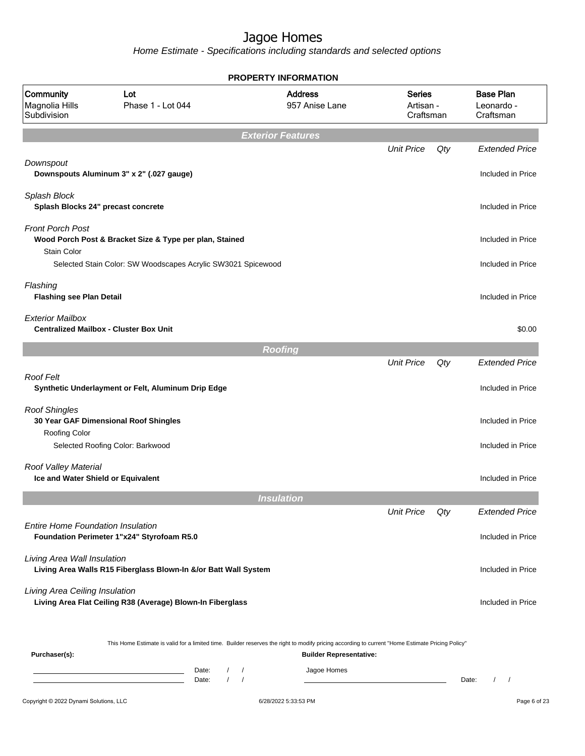# Jagoe Homes

*Home Estimate - Specifications including standards and selected options*

**PROPERTY INFORMATION**

| Community | Lot | Address | Series | Base Plan |
|---|---|---|---|---|
| Magnolia Hills Subdivision | Phase 1 - Lot 044 | 957 Anise Lane | Artisan - Craftsman | Leonardo - Craftsman |

## Exterior Features

| | Unit Price | Qty | Extended Price |
|---|---|---|---|
| *Downspout* | | | |
| **Downspouts Aluminum 3" x 2" (.027 gauge)** | | | Included in Price |
| *Splash Block* | | | |
| **Splash Blocks 24" precast concrete** | | | Included in Price |
| *Front Porch Post* | | | |
| **Wood Porch Post & Bracket Size & Type per plan, Stained** | | | Included in Price |
| Stain Color | | | |
| Selected Stain Color: SW Woodscapes Acrylic SW3021 Spicewood | | | Included in Price |
| *Flashing* | | | |
| **Flashing see Plan Detail** | | | Included in Price |
| *Exterior Mailbox* | | | |
| **Centralized Mailbox - Cluster Box Unit** | | | $0.00 |

## Roofing

| | Unit Price | Qty | Extended Price |
|---|---|---|---|
| *Roof Felt* | | | |
| **Synthetic Underlayment or Felt, Aluminum Drip Edge** | | | Included in Price |
| *Roof Shingles* | | | |
| **30 Year GAF Dimensional Roof Shingles** | | | Included in Price |
| Roofing Color | | | |
| Selected Roofing Color: Barkwood | | | Included in Price |
| *Roof Valley Material* | | | |
| **Ice and Water Shield or Equivalent** | | | Included in Price |

## Insulation

| | Unit Price | Qty | Extended Price |
|---|---|---|---|
| *Entire Home Foundation Insulation* | | | |
| **Foundation Perimeter 1"x24" Styrofoam R5.0** | | | Included in Price |
| *Living Area Wall Insulation* | | | |
| **Living Area Walls R15 Fiberglass Blown-In &/or Batt Wall System** | | | Included in Price |
| *Living Area Ceiling Insulation* | | | |
| **Living Area Flat Ceiling R38 (Average) Blown-In Fiberglass** | | | Included in Price |

This Home Estimate is valid for a limited time. Builder reserves the right to modify pricing according to current "Home Estimate Pricing Policy"

**Purchaser(s):**

Date: / /

Date: / /

**Builder Representative:**

Jagoe Homes

Date: / /

Copyright © 2022 Dynami Solutions, LLC — 6/28/2022 5:33:53 PM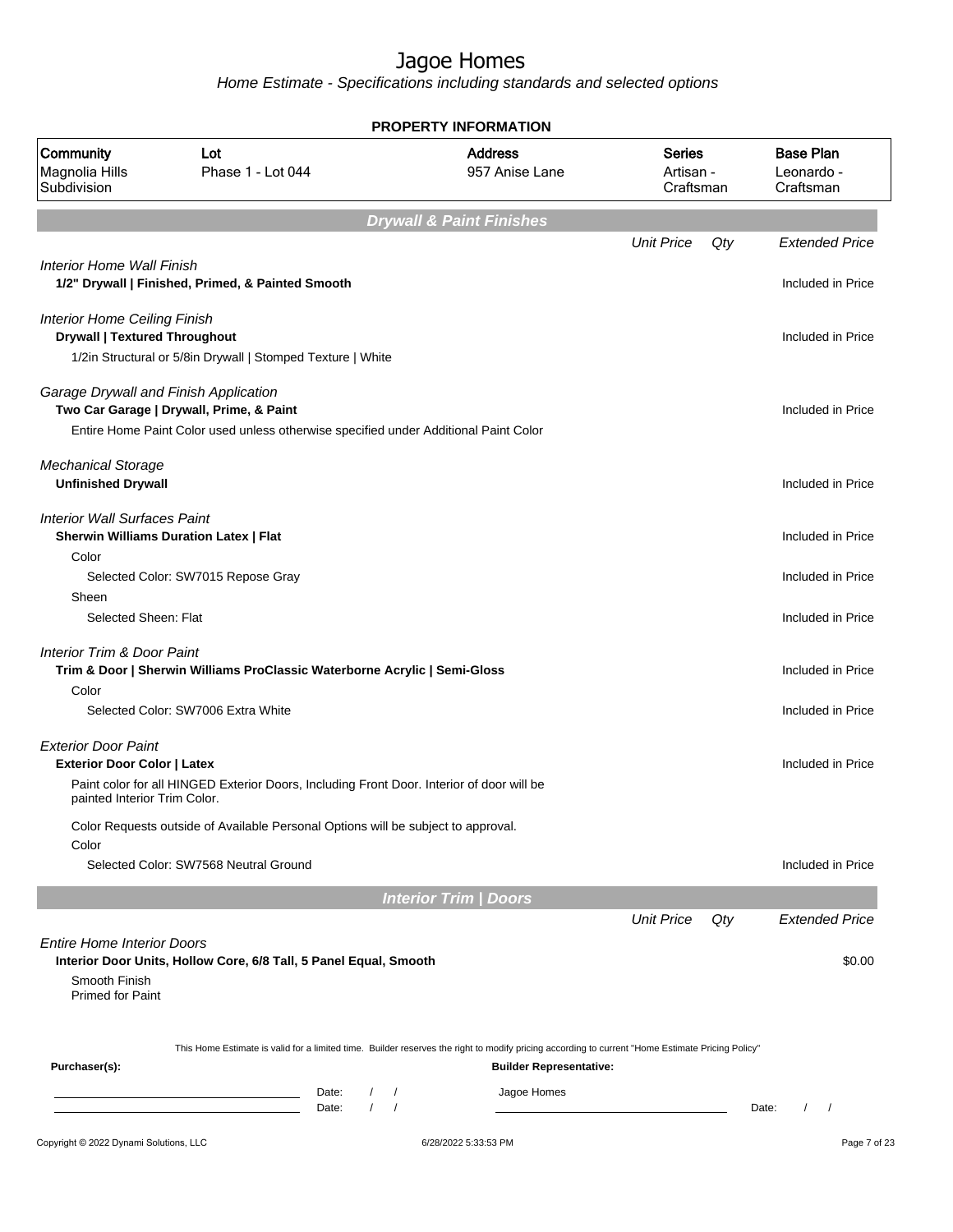# Jagoe Homes

*Home Estimate - Specifications including standards and selected options*

**PROPERTY INFORMATION**

| Community | Lot | Address | Series | Base Plan |
|---|---|---|---|---|
| Magnolia Hills Subdivision | Phase 1 - Lot 044 | 957 Anise Lane | Artisan - Craftsman | Leonardo - Craftsman |

## Drywall & Paint Finishes

| | Unit Price | Qty | Extended Price |
|---|---|---|---|
| *Interior Home Wall Finish* | | | |
| **1/2" Drywall \| Finished, Primed, & Painted Smooth** | | | Included in Price |
| *Interior Home Ceiling Finish* | | | |
| **Drywall \| Textured Throughout** | | | Included in Price |
| 1/2in Structural or 5/8in Drywall \| Stomped Texture \| White | | | |
| *Garage Drywall and Finish Application* | | | |
| **Two Car Garage \| Drywall, Prime, & Paint** | | | Included in Price |
| Entire Home Paint Color used unless otherwise specified under Additional Paint Color | | | |
| *Mechanical Storage* | | | |
| **Unfinished Drywall** | | | Included in Price |
| *Interior Wall Surfaces Paint* | | | |
| **Sherwin Williams Duration Latex \| Flat** | | | Included in Price |
| Color | | | |
| Selected Color: SW7015 Repose Gray | | | Included in Price |
| Sheen | | | |
| Selected Sheen: Flat | | | Included in Price |
| *Interior Trim & Door Paint* | | | |
| **Trim & Door \| Sherwin Williams ProClassic Waterborne Acrylic \| Semi-Gloss** | | | Included in Price |
| Color | | | |
| Selected Color: SW7006 Extra White | | | Included in Price |
| *Exterior Door Paint* | | | |
| **Exterior Door Color \| Latex** | | | Included in Price |
| Paint color for all HINGED Exterior Doors, Including Front Door. Interior of door will be painted Interior Trim Color. | | | |
| Color Requests outside of Available Personal Options will be subject to approval. | | | |
| Color | | | |
| Selected Color: SW7568 Neutral Ground | | | Included in Price |

## Interior Trim | Doors

| | Unit Price | Qty | Extended Price |
|---|---|---|---|
| *Entire Home Interior Doors* | | | |
| **Interior Door Units, Hollow Core, 6/8 Tall, 5 Panel Equal, Smooth** | | | $0.00 |
| Smooth Finish<br>Primed for Paint | | | |

This Home Estimate is valid for a limited time. Builder reserves the right to modify pricing according to current "Home Estimate Pricing Policy"

**Purchaser(s):** | **Builder Representative:** Jagoe Homes

Date: / /
Date: / /
Date: / /

Copyright © 2022 Dynami Solutions, LLC | 6/28/2022 5:33:53 PM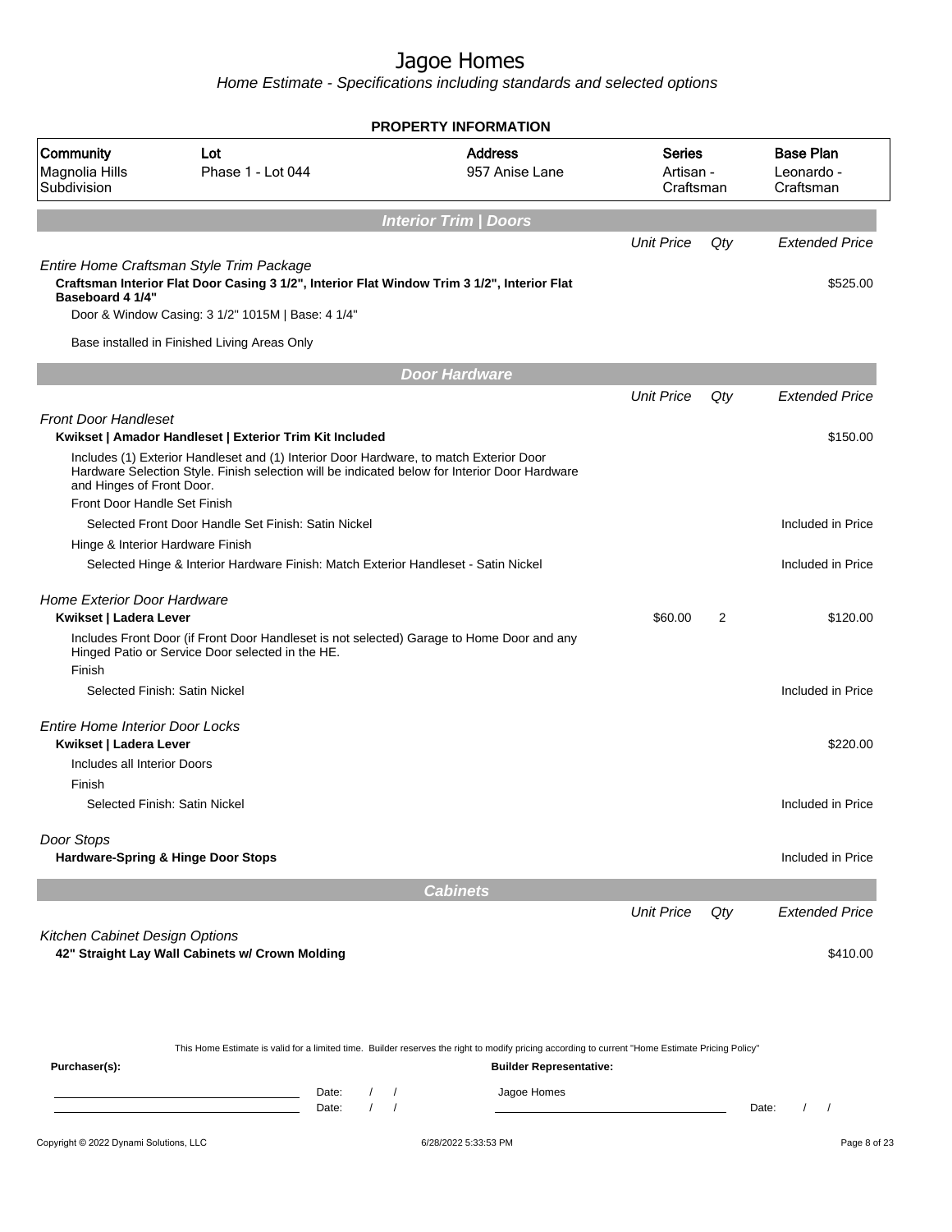# Jagoe Homes

*Home Estimate - Specifications including standards and selected options*

**PROPERTY INFORMATION**

| Community | Lot | Address | Series | Base Plan |
|---|---|---|---|---|
| Magnolia Hills Subdivision | Phase 1 - Lot 044 | 957 Anise Lane | Artisan - Craftsman | Leonardo - Craftsman |

## Interior Trim | Doors

| | Unit Price | Qty | Extended Price |
|---|---|---|---|
| *Entire Home Craftsman Style Trim Package* | | | |
| **Craftsman Interior Flat Door Casing 3 1/2", Interior Flat Window Trim 3 1/2", Interior Flat Baseboard 4 1/4"** | | | $525.00 |
| Door & Window Casing: 3 1/2" 1015M \| Base: 4 1/4" | | | |
| Base installed in Finished Living Areas Only | | | |

## Door Hardware

| | Unit Price | Qty | Extended Price |
|---|---|---|---|
| *Front Door Handleset* | | | |
| **Kwikset \| Amador Handleset \| Exterior Trim Kit Included** | | | $150.00 |
| Includes (1) Exterior Handleset and (1) Interior Door Hardware, to match Exterior Door Hardware Selection Style. Finish selection will be indicated below for Interior Door Hardware and Hinges of Front Door. | | | |
| Front Door Handle Set Finish | | | |
| Selected Front Door Handle Set Finish: Satin Nickel | | | Included in Price |
| Hinge & Interior Hardware Finish | | | |
| Selected Hinge & Interior Hardware Finish: Match Exterior Handleset - Satin Nickel | | | Included in Price |
| *Home Exterior Door Hardware* | | | |
| **Kwikset \| Ladera Lever** | $60.00 | 2 | $120.00 |
| Includes Front Door (if Front Door Handleset is not selected) Garage to Home Door and any Hinged Patio or Service Door selected in the HE. | | | |
| Finish | | | |
| Selected Finish: Satin Nickel | | | Included in Price |
| *Entire Home Interior Door Locks* | | | |
| **Kwikset \| Ladera Lever** | | | $220.00 |
| Includes all Interior Doors | | | |
| Finish | | | |
| Selected Finish: Satin Nickel | | | Included in Price |
| *Door Stops* | | | |
| **Hardware-Spring & Hinge Door Stops** | | | Included in Price |

## Cabinets

| | Unit Price | Qty | Extended Price |
|---|---|---|---|
| *Kitchen Cabinet Design Options* | | | |
| **42" Straight Lay Wall Cabinets w/ Crown Molding** | | | $410.00 |

This Home Estimate is valid for a limited time. Builder reserves the right to modify pricing according to current "Home Estimate Pricing Policy"

**Purchaser(s):**

_______________________ Date: / /

_______________________ Date: / /

**Builder Representative:**

Jagoe Homes

_______________________ Date: / /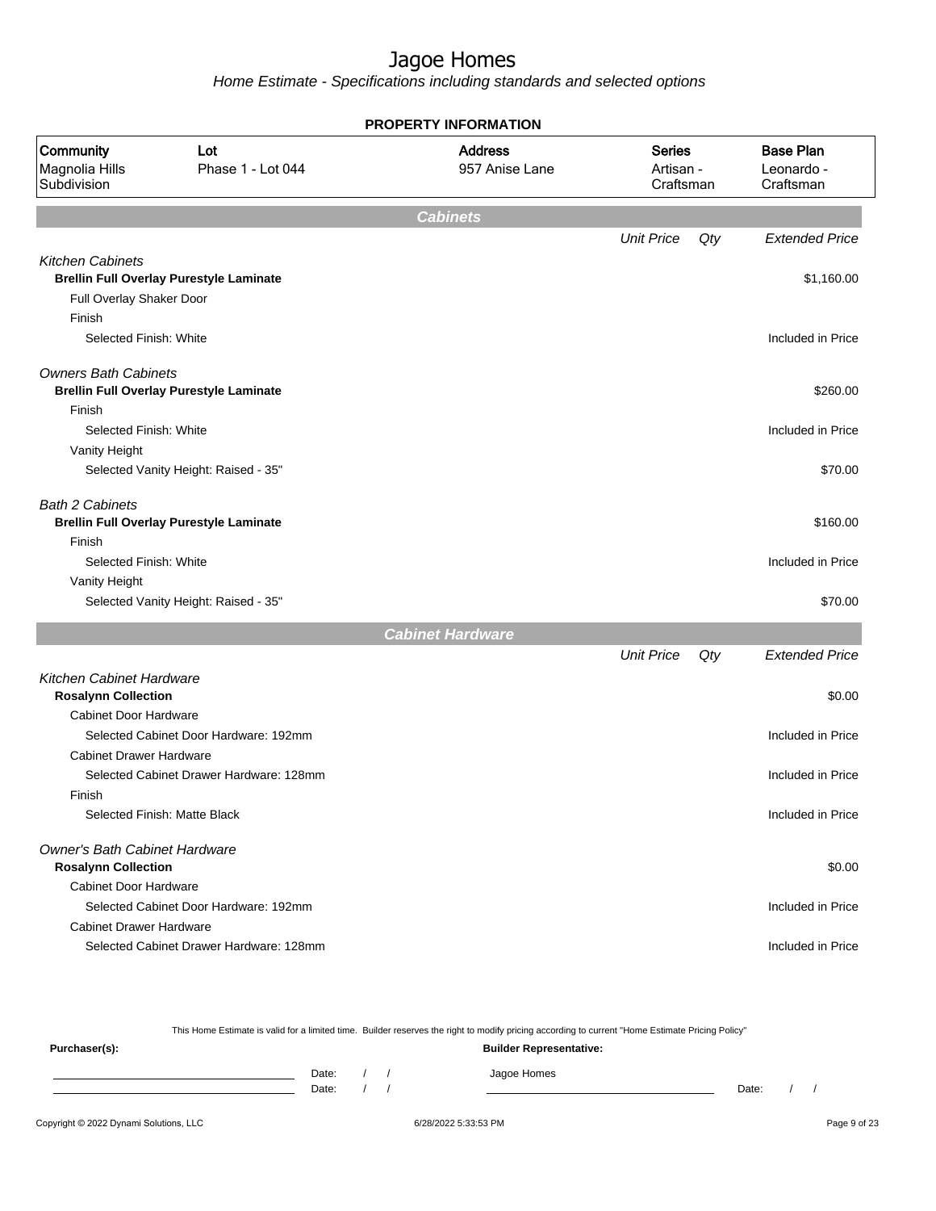# Jagoe Homes

*Home Estimate - Specifications including standards and selected options*

**PROPERTY INFORMATION**

| Community | Lot | Address | Series | Base Plan |
|---|---|---|---|---|
| Magnolia Hills Subdivision | Phase 1 - Lot 044 | 957 Anise Lane | Artisan - Craftsman | Leonardo - Craftsman |

## Cabinets

| | Unit Price | Qty | Extended Price |
|---|---|---|---|
| *Kitchen Cabinets* | | | |
| **Brellin Full Overlay Purestyle Laminate** | | | $1,160.00 |
| Full Overlay Shaker Door | | | |
| Finish | | | |
| Selected Finish: White | | | Included in Price |
| *Owners Bath Cabinets* | | | |
| **Brellin Full Overlay Purestyle Laminate** | | | $260.00 |
| Finish | | | |
| Selected Finish: White | | | Included in Price |
| Vanity Height | | | |
| Selected Vanity Height: Raised - 35" | | | $70.00 |
| *Bath 2 Cabinets* | | | |
| **Brellin Full Overlay Purestyle Laminate** | | | $160.00 |
| Finish | | | |
| Selected Finish: White | | | Included in Price |
| Vanity Height | | | |
| Selected Vanity Height: Raised - 35" | | | $70.00 |

## Cabinet Hardware

| | Unit Price | Qty | Extended Price |
|---|---|---|---|
| *Kitchen Cabinet Hardware* | | | |
| **Rosalynn Collection** | | | $0.00 |
| Cabinet Door Hardware | | | |
| Selected Cabinet Door Hardware: 192mm | | | Included in Price |
| Cabinet Drawer Hardware | | | |
| Selected Cabinet Drawer Hardware: 128mm | | | Included in Price |
| Finish | | | |
| Selected Finish: Matte Black | | | Included in Price |
| *Owner's Bath Cabinet Hardware* | | | |
| **Rosalynn Collection** | | | $0.00 |
| Cabinet Door Hardware | | | |
| Selected Cabinet Door Hardware: 192mm | | | Included in Price |
| Cabinet Drawer Hardware | | | |
| Selected Cabinet Drawer Hardware: 128mm | | | Included in Price |

This Home Estimate is valid for a limited time. Builder reserves the right to modify pricing according to current "Home Estimate Pricing Policy"

**Purchaser(s):** Date: / / Date: / /

**Builder Representative:** Jagoe Homes Date: / /

Copyright © 2022 Dynami Solutions, LLC 6/28/2022 5:33:53 PM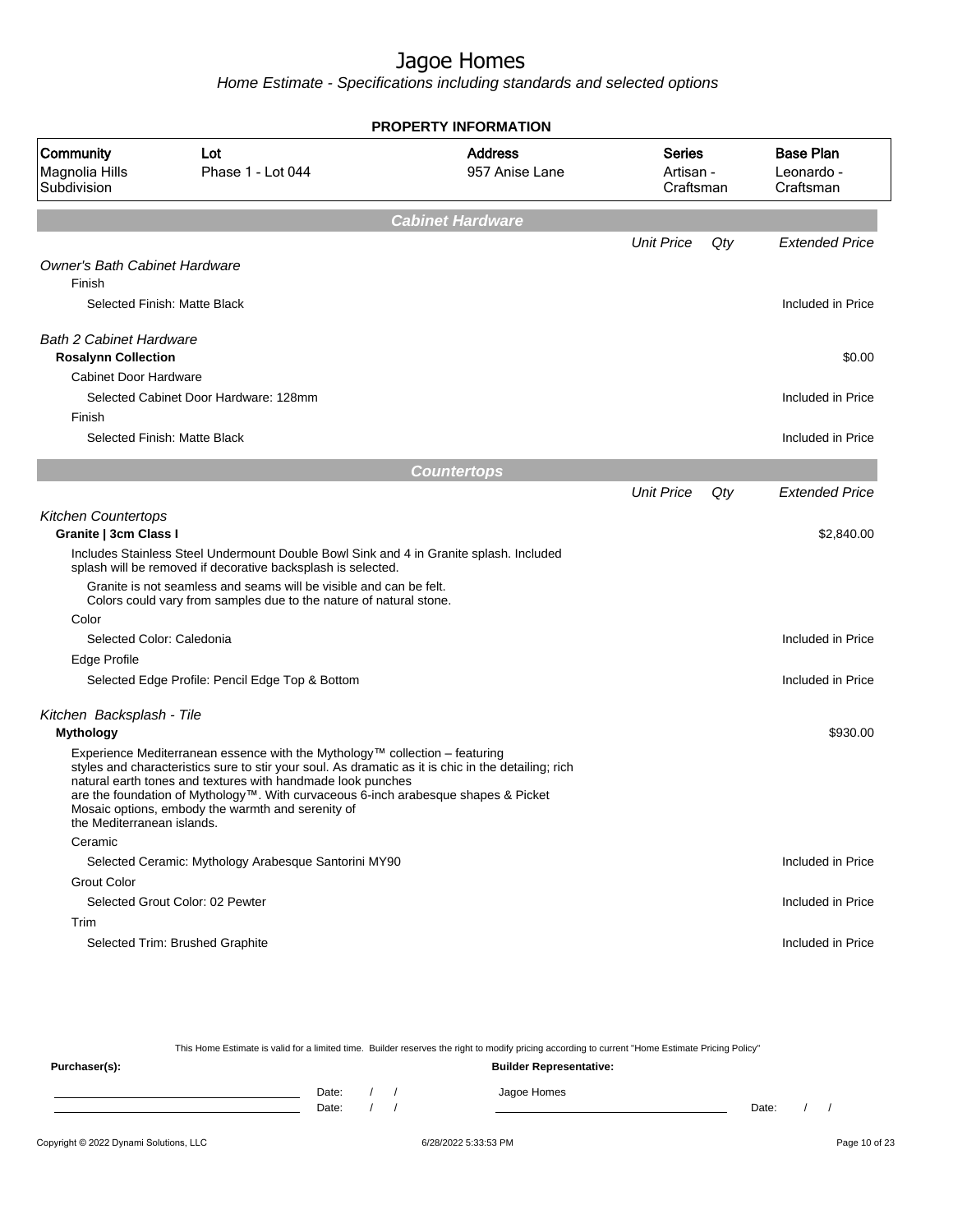# Jagoe Homes

*Home Estimate - Specifications including standards and selected options*

## PROPERTY INFORMATION

| Community | Lot | Address | Series | Base Plan |
|---|---|---|---|---|
| Magnolia Hills Subdivision | Phase 1 - Lot 044 | 957 Anise Lane | Artisan - Craftsman | Leonardo - Craftsman |

## Cabinet Hardware

| | Unit Price | Qty | Extended Price |
|---|---|---|---|
| *Owner's Bath Cabinet Hardware* | | | |
| Finish | | | |
| Selected Finish: Matte Black | | | Included in Price |
| *Bath 2 Cabinet Hardware* | | | |
| **Rosalynn Collection** | | | $0.00 |
| Cabinet Door Hardware | | | |
| Selected Cabinet Door Hardware: 128mm | | | Included in Price |
| Finish | | | |
| Selected Finish: Matte Black | | | Included in Price |

## Countertops

| | Unit Price | Qty | Extended Price |
|---|---|---|---|
| *Kitchen Countertops* | | | |
| **Granite \| 3cm Class I** | | | $2,840.00 |
| Includes Stainless Steel Undermount Double Bowl Sink and 4 in Granite splash. Included splash will be removed if decorative backsplash is selected. | | | |
| Granite is not seamless and seams will be visible and can be felt. Colors could vary from samples due to the nature of natural stone. | | | |
| Color | | | |
| Selected Color: Caledonia | | | Included in Price |
| Edge Profile | | | |
| Selected Edge Profile: Pencil Edge Top & Bottom | | | Included in Price |
| *Kitchen Backsplash - Tile* | | | |
| **Mythology** | | | $930.00 |
| Experience Mediterranean essence with the Mythology™ collection – featuring styles and characteristics sure to stir your soul. As dramatic as it is chic in the detailing; rich natural earth tones and textures with handmade look punches are the foundation of Mythology™. With curvaceous 6-inch arabesque shapes & Picket Mosaic options, embody the warmth and serenity of the Mediterranean islands. | | | |
| Ceramic | | | |
| Selected Ceramic: Mythology Arabesque Santorini MY90 | | | Included in Price |
| Grout Color | | | |
| Selected Grout Color: 02 Pewter | | | Included in Price |
| Trim | | | |
| Selected Trim: Brushed Graphite | | | Included in Price |

This Home Estimate is valid for a limited time. Builder reserves the right to modify pricing according to current "Home Estimate Pricing Policy"

**Purchaser(s):** Date: / / Date: / /

**Builder Representative:** Jagoe Homes Date: / /

Copyright © 2022 Dynami Solutions, LLC 6/28/2022 5:33:53 PM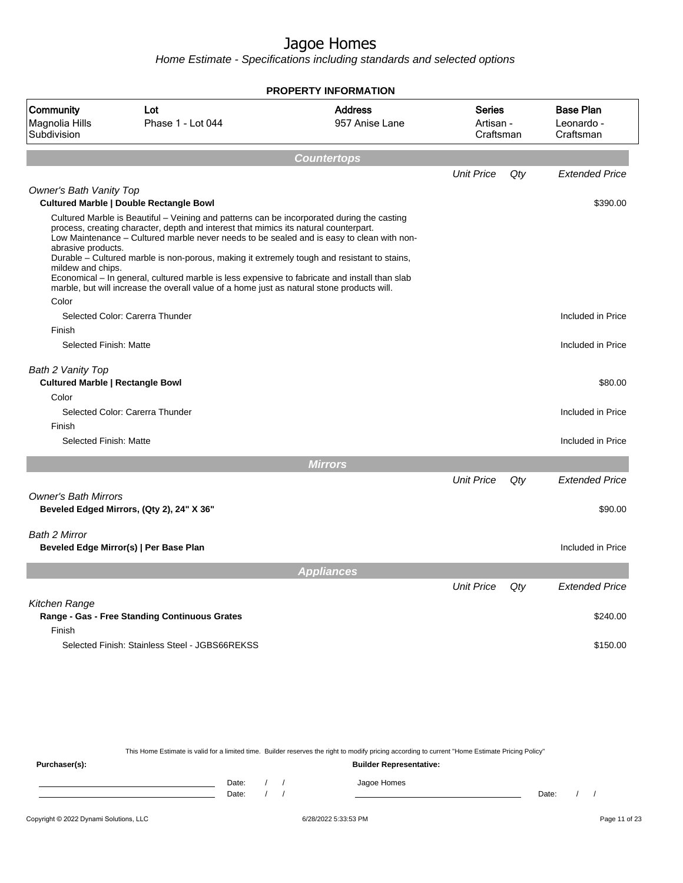# Jagoe Homes

*Home Estimate - Specifications including standards and selected options*

**PROPERTY INFORMATION**

| Community | Lot | Address | Series | Base Plan |
|---|---|---|---|---|
| Magnolia Hills Subdivision | Phase 1 - Lot 044 | 957 Anise Lane | Artisan - Craftsman | Leonardo - Craftsman |

## Countertops

| | Unit Price | Qty | Extended Price |
|---|---|---|---|
| *Owner's Bath Vanity Top* | | | |
| **Cultured Marble \| Double Rectangle Bowl** | | | $390.00 |
| Cultured Marble is Beautiful – Veining and patterns can be incorporated during the casting process, creating character, depth and interest that mimics its natural counterpart. Low Maintenance – Cultured marble never needs to be sealed and is easy to clean with non-abrasive products. Durable – Cultured marble is non-porous, making it extremely tough and resistant to stains, mildew and chips. Economical – In general, cultured marble is less expensive to fabricate and install than slab marble, but will increase the overall value of a home just as natural stone products will. | | | |
| Color | | | |
| Selected Color: Carerra Thunder | | | Included in Price |
| Finish | | | |
| Selected Finish: Matte | | | Included in Price |
| *Bath 2 Vanity Top* | | | |
| **Cultured Marble \| Rectangle Bowl** | | | $80.00 |
| Color | | | |
| Selected Color: Carerra Thunder | | | Included in Price |
| Finish | | | |
| Selected Finish: Matte | | | Included in Price |

## Mirrors

| | Unit Price | Qty | Extended Price |
|---|---|---|---|
| *Owner's Bath Mirrors* | | | |
| **Beveled Edged Mirrors, (Qty 2), 24" X 36"** | | | $90.00 |
| *Bath 2 Mirror* | | | |
| **Beveled Edge Mirror(s) \| Per Base Plan** | | | Included in Price |

## Appliances

| | Unit Price | Qty | Extended Price |
|---|---|---|---|
| *Kitchen Range* | | | |
| **Range - Gas - Free Standing Continuous Grates** | | | $240.00 |
| Finish | | | |
| Selected Finish: Stainless Steel - JGBS66REKSS | | | $150.00 |

This Home Estimate is valid for a limited time. Builder reserves the right to modify pricing according to current "Home Estimate Pricing Policy"

**Purchaser(s):** **Builder Representative:**

Date: / / Jagoe Homes
Date: / / Date: / /

Copyright © 2022 Dynami Solutions, LLC 6/28/2022 5:33:53 PM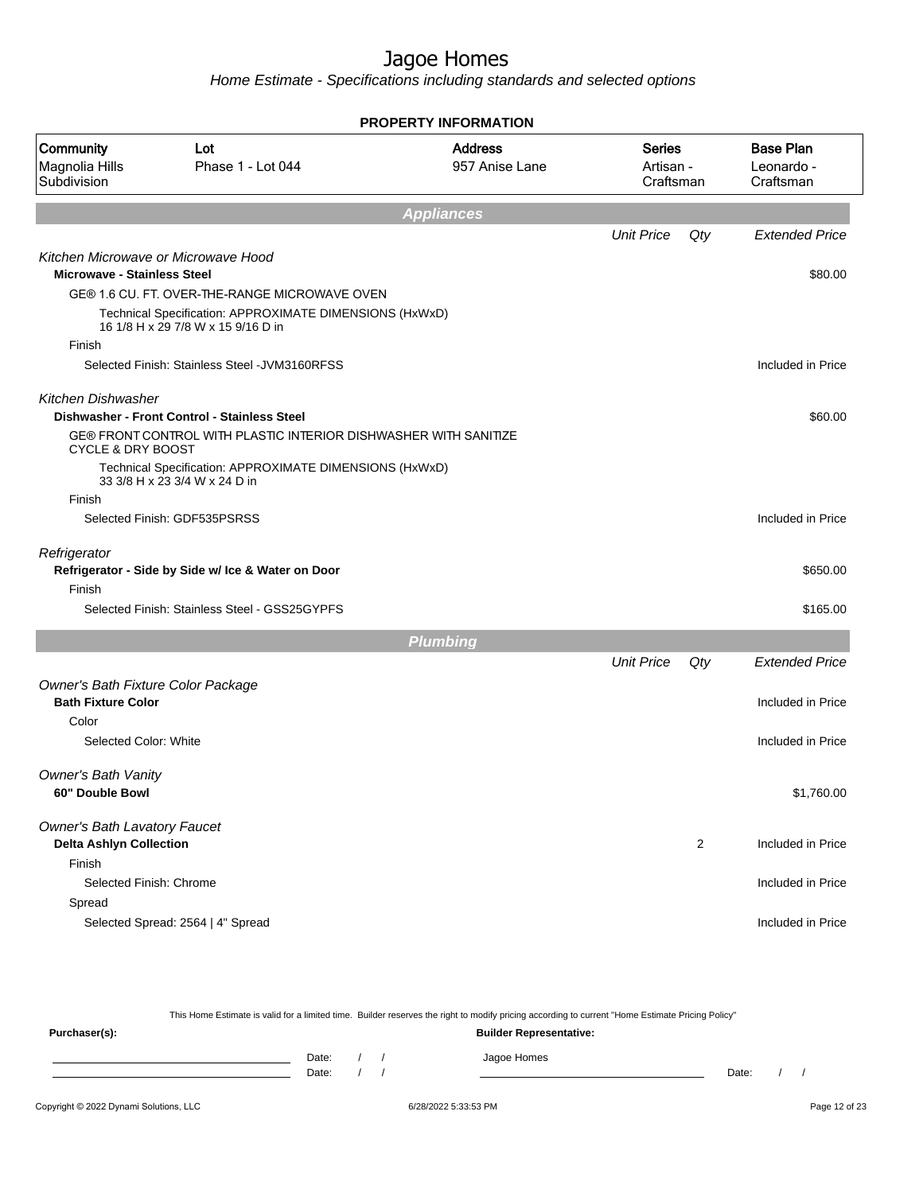# Jagoe Homes

*Home Estimate - Specifications including standards and selected options*

**PROPERTY INFORMATION**

| Community | Lot | Address | Series | Base Plan |
|---|---|---|---|---|
| Magnolia Hills Subdivision | Phase 1 - Lot 044 | 957 Anise Lane | Artisan - Craftsman | Leonardo - Craftsman |

## Appliances

| | Unit Price | Qty | Extended Price |
|---|---|---|---|
| *Kitchen Microwave or Microwave Hood* | | | |
| **Microwave - Stainless Steel** | | | $80.00 |
| GE® 1.6 CU. FT. OVER-THE-RANGE MICROWAVE OVEN | | | |
| Technical Specification: APPROXIMATE DIMENSIONS (HxWxD) 16 1/8 H x 29 7/8 W x 15 9/16 D in | | | |
| Finish | | | |
| Selected Finish: Stainless Steel -JVM3160RFSS | | | Included in Price |
| *Kitchen Dishwasher* | | | |
| **Dishwasher - Front Control - Stainless Steel** | | | $60.00 |
| GE® FRONT CONTROL WITH PLASTIC INTERIOR DISHWASHER WITH SANITIZE CYCLE & DRY BOOST | | | |
| Technical Specification: APPROXIMATE DIMENSIONS (HxWxD) 33 3/8 H x 23 3/4 W x 24 D in | | | |
| Finish | | | |
| Selected Finish: GDF535PSRSS | | | Included in Price |
| *Refrigerator* | | | |
| **Refrigerator - Side by Side w/ Ice & Water on Door** | | | $650.00 |
| Finish | | | |
| Selected Finish: Stainless Steel - GSS25GYPFS | | | $165.00 |

## Plumbing

| | Unit Price | Qty | Extended Price |
|---|---|---|---|
| *Owner's Bath Fixture Color Package* | | | |
| **Bath Fixture Color** | | | Included in Price |
| Color | | | |
| Selected Color: White | | | Included in Price |
| *Owner's Bath Vanity* | | | |
| **60" Double Bowl** | | | $1,760.00 |
| *Owner's Bath Lavatory Faucet* | | | |
| **Delta Ashlyn Collection** | | 2 | Included in Price |
| Finish | | | |
| Selected Finish: Chrome | | | Included in Price |
| Spread | | | |
| Selected Spread: 2564 \| 4" Spread | | | Included in Price |

This Home Estimate is valid for a limited time. Builder reserves the right to modify pricing according to current "Home Estimate Pricing Policy"

**Purchaser(s):** 

Date: / /

Date: / /

**Builder Representative:**

Jagoe Homes

Date: / /

Copyright © 2022 Dynami Solutions, LLC 6/28/2022 5:33:53 PM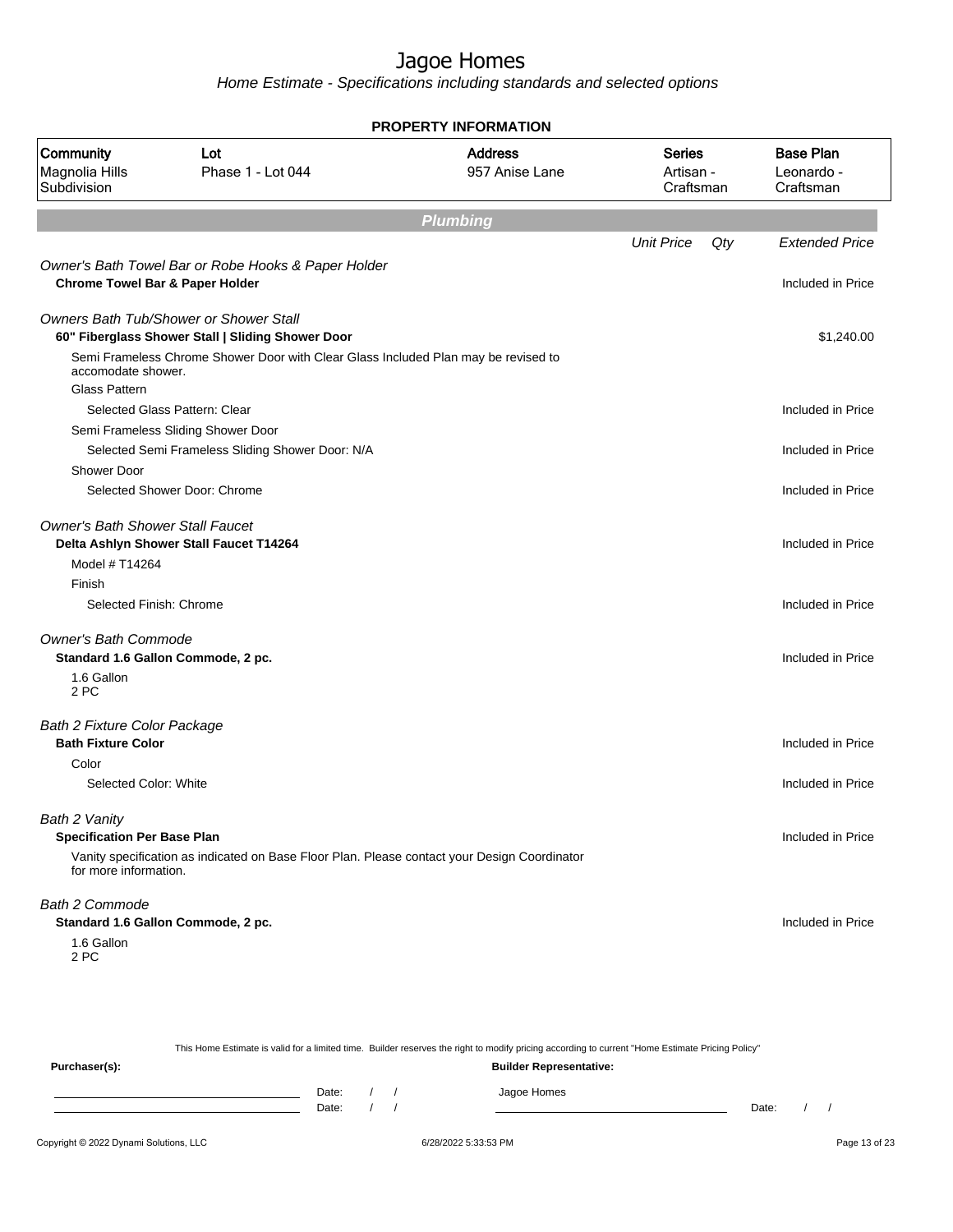# Jagoe Homes

Home Estimate - Specifications including standards and selected options

**PROPERTY INFORMATION**

| Community | Lot | Address | Series | Base Plan |
|---|---|---|---|---|
| Magnolia Hills Subdivision | Phase 1 - Lot 044 | 957 Anise Lane | Artisan - Craftsman | Leonardo - Craftsman |

## Plumbing

| | Unit Price | Qty | Extended Price |
|---|---|---|---|
| *Owner's Bath Towel Bar or Robe Hooks & Paper Holder* | | | |
| **Chrome Towel Bar & Paper Holder** | | | Included in Price |
| *Owners Bath Tub/Shower or Shower Stall* | | | |
| **60" Fiberglass Shower Stall \| Sliding Shower Door** | | | $1,240.00 |
| Semi Frameless Chrome Shower Door with Clear Glass Included Plan may be revised to accomodate shower. | | | |
| Glass Pattern | | | |
| Selected Glass Pattern: Clear | | | Included in Price |
| Semi Frameless Sliding Shower Door | | | |
| Selected Semi Frameless Sliding Shower Door: N/A | | | Included in Price |
| Shower Door | | | |
| Selected Shower Door: Chrome | | | Included in Price |
| *Owner's Bath Shower Stall Faucet* | | | |
| **Delta Ashlyn Shower Stall Faucet T14264** | | | Included in Price |
| Model # T14264 | | | |
| Finish | | | |
| Selected Finish: Chrome | | | Included in Price |
| *Owner's Bath Commode* | | | |
| **Standard 1.6 Gallon Commode, 2 pc.** | | | Included in Price |
| 1.6 Gallon 2 PC | | | |
| *Bath 2 Fixture Color Package* | | | |
| **Bath Fixture Color** | | | Included in Price |
| Color | | | |
| Selected Color: White | | | Included in Price |
| *Bath 2 Vanity* | | | |
| **Specification Per Base Plan** | | | Included in Price |
| Vanity specification as indicated on Base Floor Plan. Please contact your Design Coordinator for more information. | | | |
| *Bath 2 Commode* | | | |
| **Standard 1.6 Gallon Commode, 2 pc.** | | | Included in Price |
| 1.6 Gallon 2 PC | | | |

This Home Estimate is valid for a limited time. Builder reserves the right to modify pricing according to current "Home Estimate Pricing Policy"

**Purchaser(s):** Date: / / Date: / /

**Builder Representative:** Jagoe Homes Date: / /

Copyright © 2022 Dynami Solutions, LLC 6/28/2022 5:33:53 PM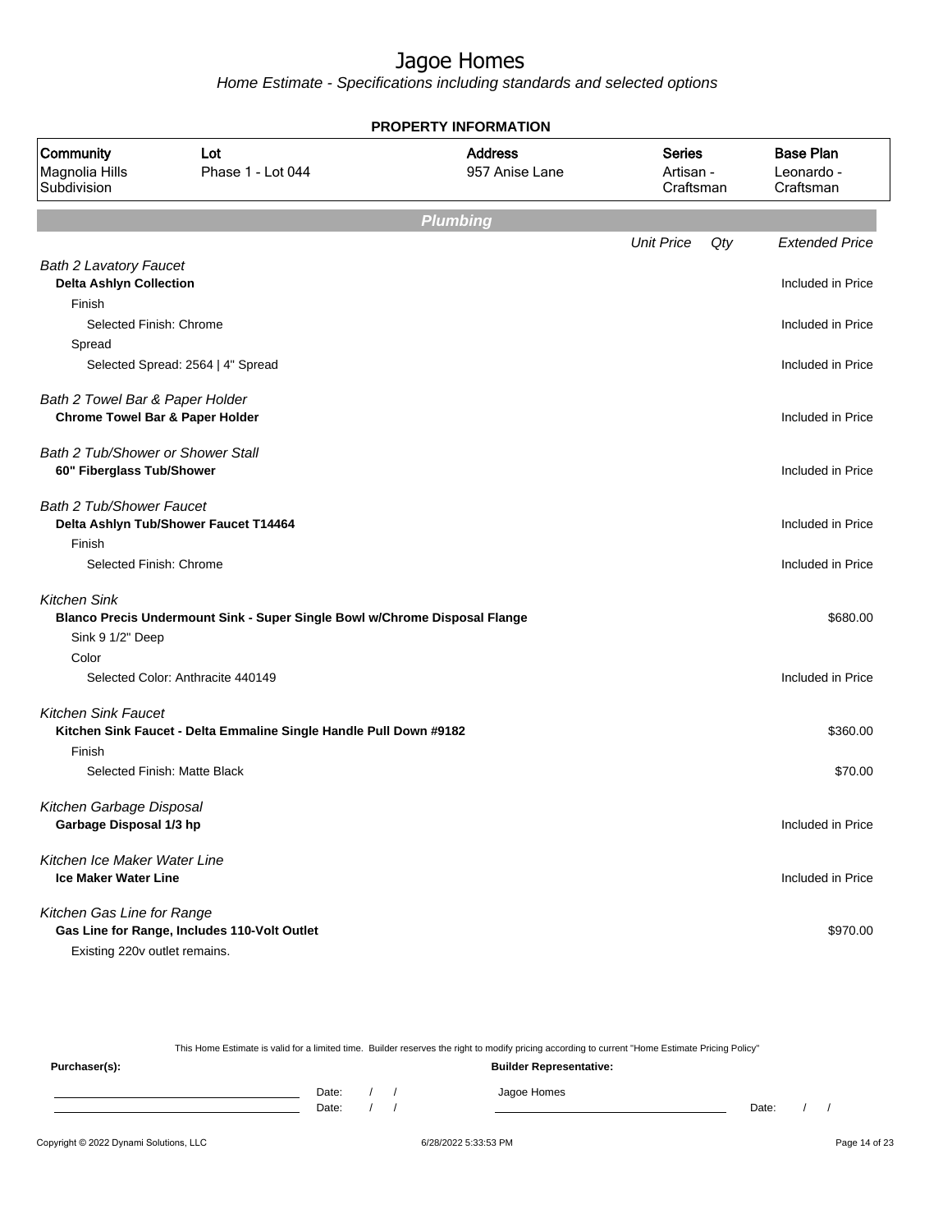# Jagoe Homes

*Home Estimate - Specifications including standards and selected options*

**PROPERTY INFORMATION**

| Community | Lot | Address | Series | Base Plan |
|---|---|---|---|---|
| Magnolia Hills Subdivision | Phase 1 - Lot 044 | 957 Anise Lane | Artisan - Craftsman | Leonardo - Craftsman |

## Plumbing

| | Unit Price | Qty | Extended Price |
|---|---|---|---|
| *Bath 2 Lavatory Faucet* | | | |
| **Delta Ashlyn Collection** | | | Included in Price |
| Finish | | | |
| Selected Finish: Chrome | | | Included in Price |
| Spread | | | |
| Selected Spread: 2564 \| 4" Spread | | | Included in Price |
| *Bath 2 Towel Bar & Paper Holder* | | | |
| **Chrome Towel Bar & Paper Holder** | | | Included in Price |
| *Bath 2 Tub/Shower or Shower Stall* | | | |
| **60" Fiberglass Tub/Shower** | | | Included in Price |
| *Bath 2 Tub/Shower Faucet* | | | |
| **Delta Ashlyn Tub/Shower Faucet T14464** | | | Included in Price |
| Finish | | | |
| Selected Finish: Chrome | | | Included in Price |
| *Kitchen Sink* | | | |
| **Blanco Precis Undermount Sink - Super Single Bowl w/Chrome Disposal Flange** | | | $680.00 |
| Sink 9 1/2" Deep | | | |
| Color | | | |
| Selected Color: Anthracite 440149 | | | Included in Price |
| *Kitchen Sink Faucet* | | | |
| **Kitchen Sink Faucet - Delta Emmaline Single Handle Pull Down #9182** | | | $360.00 |
| Finish | | | |
| Selected Finish: Matte Black | | | $70.00 |
| *Kitchen Garbage Disposal* | | | |
| **Garbage Disposal 1/3 hp** | | | Included in Price |
| *Kitchen Ice Maker Water Line* | | | |
| **Ice Maker Water Line** | | | Included in Price |
| *Kitchen Gas Line for Range* | | | |
| **Gas Line for Range, Includes 110-Volt Outlet** | | | $970.00 |
| Existing 220v outlet remains. | | | |

This Home Estimate is valid for a limited time. Builder reserves the right to modify pricing according to current "Home Estimate Pricing Policy"

**Purchaser(s):** Date: / / Date: / /

**Builder Representative:** Jagoe Homes Date: / /

Copyright © 2022 Dynami Solutions, LLC 6/28/2022 5:33:53 PM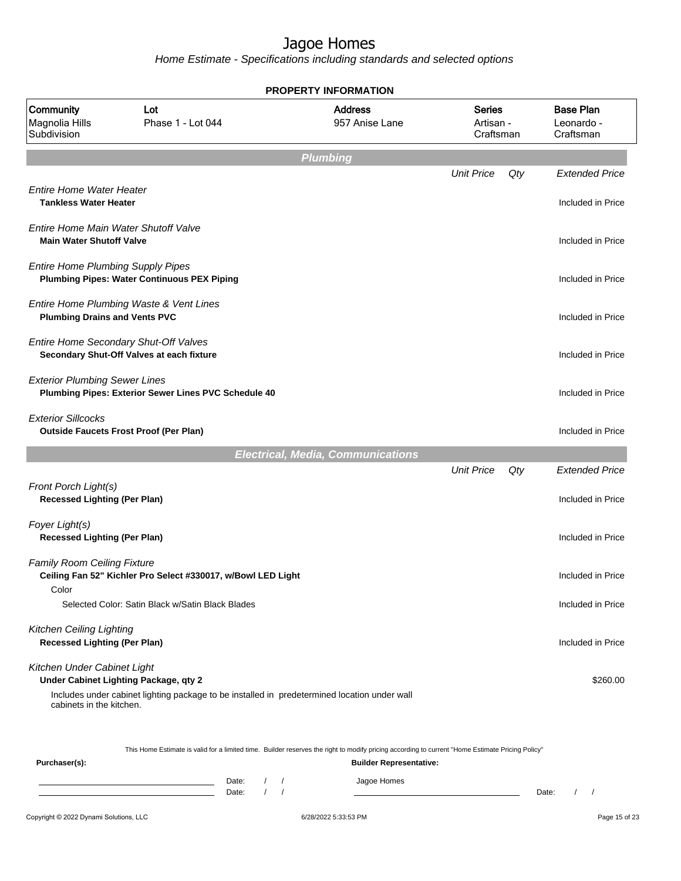# Jagoe Homes

*Home Estimate - Specifications including standards and selected options*

## PROPERTY INFORMATION

| Community | Lot | Address | Series | Base Plan |
|---|---|---|---|---|
| Magnolia Hills Subdivision | Phase 1 - Lot 044 | 957 Anise Lane | Artisan - Craftsman | Leonardo - Craftsman |

## Plumbing

| | Unit Price | Qty | Extended Price |
|---|---|---|---|
| *Entire Home Water Heater* | | | |
| **Tankless Water Heater** | | | Included in Price |
| *Entire Home Main Water Shutoff Valve* | | | |
| **Main Water Shutoff Valve** | | | Included in Price |
| *Entire Home Plumbing Supply Pipes* | | | |
| **Plumbing Pipes: Water Continuous PEX Piping** | | | Included in Price |
| *Entire Home Plumbing Waste & Vent Lines* | | | |
| **Plumbing Drains and Vents PVC** | | | Included in Price |
| *Entire Home Secondary Shut-Off Valves* | | | |
| **Secondary Shut-Off Valves at each fixture** | | | Included in Price |
| *Exterior Plumbing Sewer Lines* | | | |
| **Plumbing Pipes: Exterior Sewer Lines PVC Schedule 40** | | | Included in Price |
| *Exterior Sillcocks* | | | |
| **Outside Faucets Frost Proof (Per Plan)** | | | Included in Price |

## Electrical, Media, Communications

| | Unit Price | Qty | Extended Price |
|---|---|---|---|
| *Front Porch Light(s)* | | | |
| **Recessed Lighting (Per Plan)** | | | Included in Price |
| *Foyer Light(s)* | | | |
| **Recessed Lighting (Per Plan)** | | | Included in Price |
| *Family Room Ceiling Fixture* | | | |
| **Ceiling Fan 52" Kichler Pro Select #330017, w/Bowl LED Light** | | | Included in Price |
| Color | | | |
| Selected Color: Satin Black w/Satin Black Blades | | | Included in Price |
| *Kitchen Ceiling Lighting* | | | |
| **Recessed Lighting (Per Plan)** | | | Included in Price |
| *Kitchen Under Cabinet Light* | | | |
| **Under Cabinet Lighting Package, qty 2** | | | $260.00 |
| Includes under cabinet lighting package to be installed in predetermined location under wall cabinets in the kitchen. | | | |

This Home Estimate is valid for a limited time. Builder reserves the right to modify pricing according to current "Home Estimate Pricing Policy"

**Purchaser(s):**

Date: / /

Date: / /

**Builder Representative:**

Jagoe Homes

Date: / /

Copyright © 2022 Dynami Solutions, LLC 6/28/2022 5:33:53 PM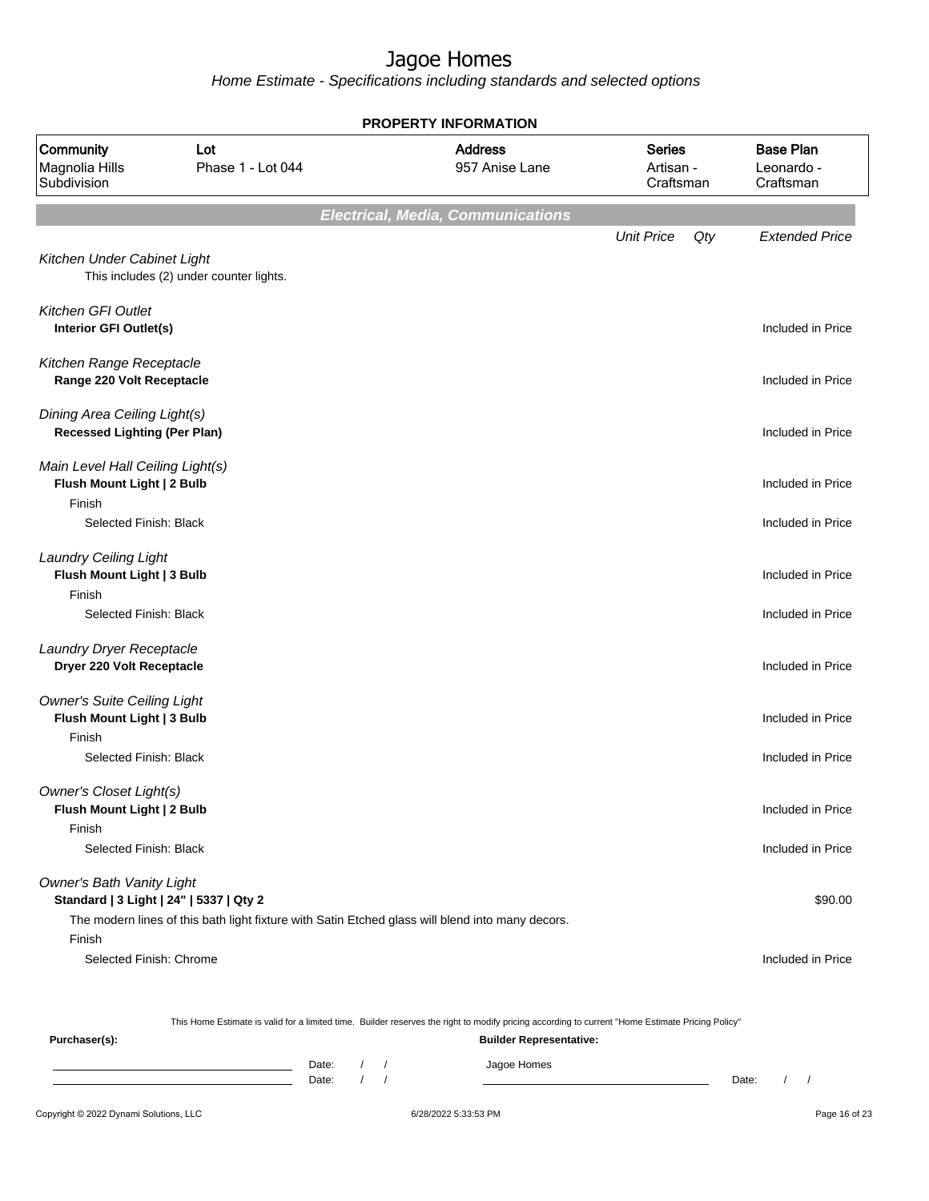# Jagoe Homes

*Home Estimate - Specifications including standards and selected options*

**PROPERTY INFORMATION**

| Community | Lot | Address | Series | Base Plan |
|---|---|---|---|---|
| Magnolia Hills Subdivision | Phase 1 - Lot 044 | 957 Anise Lane | Artisan - Craftsman | Leonardo - Craftsman |

## *Electrical, Media, Communications*

| | Unit Price | Qty | Extended Price |
|---|---|---|---|
| *Kitchen Under Cabinet Light* | | | |
| This includes (2) under counter lights. | | | |
| *Kitchen GFI Outlet* | | | |
| **Interior GFI Outlet(s)** | | | Included in Price |
| *Kitchen Range Receptacle* | | | |
| **Range 220 Volt Receptacle** | | | Included in Price |
| *Dining Area Ceiling Light(s)* | | | |
| **Recessed Lighting (Per Plan)** | | | Included in Price |
| *Main Level Hall Ceiling Light(s)* | | | |
| **Flush Mount Light \| 2 Bulb** | | | Included in Price |
| Finish | | | |
| Selected Finish: Black | | | Included in Price |
| *Laundry Ceiling Light* | | | |
| **Flush Mount Light \| 3 Bulb** | | | Included in Price |
| Finish | | | |
| Selected Finish: Black | | | Included in Price |
| *Laundry Dryer Receptacle* | | | |
| **Dryer 220 Volt Receptacle** | | | Included in Price |
| *Owner's Suite Ceiling Light* | | | |
| **Flush Mount Light \| 3 Bulb** | | | Included in Price |
| Finish | | | |
| Selected Finish: Black | | | Included in Price |
| *Owner's Closet Light(s)* | | | |
| **Flush Mount Light \| 2 Bulb** | | | Included in Price |
| Finish | | | |
| Selected Finish: Black | | | Included in Price |
| *Owner's Bath Vanity Light* | | | |
| **Standard \| 3 Light \| 24" \| 5337 \| Qty 2** | | | $90.00 |
| The modern lines of this bath light fixture with Satin Etched glass will blend into many decors. | | | |
| Finish | | | |
| Selected Finish: Chrome | | | Included in Price |

This Home Estimate is valid for a limited time. Builder reserves the right to modify pricing according to current "Home Estimate Pricing Policy"

**Purchaser(s):**

Date: / /

Date: / /

**Builder Representative:**

Jagoe Homes

Date: / /

Copyright © 2022 Dynami Solutions, LLC 6/28/2022 5:33:53 PM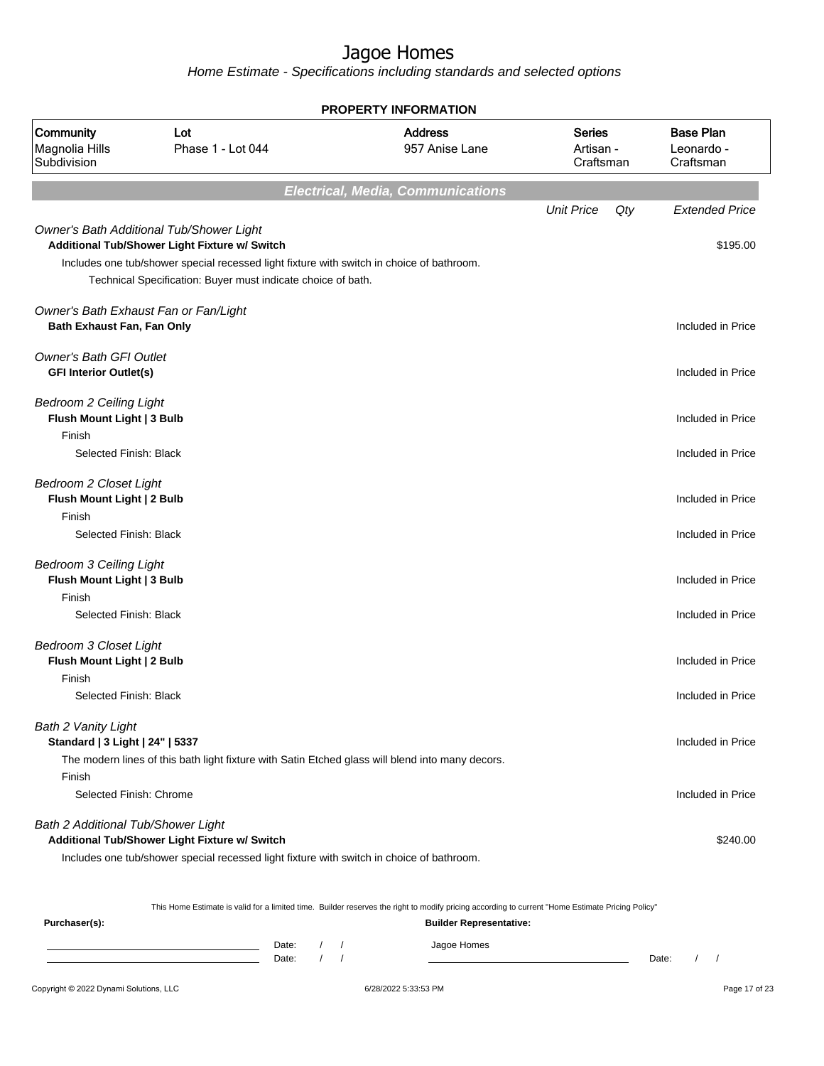# Jagoe Homes

*Home Estimate - Specifications including standards and selected options*

**PROPERTY INFORMATION**

| Community | Lot | Address | Series | Base Plan |
|---|---|---|---|---|
| Magnolia Hills Subdivision | Phase 1 - Lot 044 | 957 Anise Lane | Artisan - Craftsman | Leonardo - Craftsman |

## Electrical, Media, Communications

| | Unit Price | Qty | Extended Price |
|---|---|---|---|
| *Owner's Bath Additional Tub/Shower Light* | | | |
| **Additional Tub/Shower Light Fixture w/ Switch** | | | $195.00 |
| Includes one tub/shower special recessed light fixture with switch in choice of bathroom. | | | |
| Technical Specification: Buyer must indicate choice of bath. | | | |
| *Owner's Bath Exhaust Fan or Fan/Light* | | | |
| **Bath Exhaust Fan, Fan Only** | | | Included in Price |
| *Owner's Bath GFI Outlet* | | | |
| **GFI Interior Outlet(s)** | | | Included in Price |
| *Bedroom 2 Ceiling Light* | | | |
| **Flush Mount Light \| 3 Bulb** | | | Included in Price |
| Finish | | | |
| Selected Finish: Black | | | Included in Price |
| *Bedroom 2 Closet Light* | | | |
| **Flush Mount Light \| 2 Bulb** | | | Included in Price |
| Finish | | | |
| Selected Finish: Black | | | Included in Price |
| *Bedroom 3 Ceiling Light* | | | |
| **Flush Mount Light \| 3 Bulb** | | | Included in Price |
| Finish | | | |
| Selected Finish: Black | | | Included in Price |
| *Bedroom 3 Closet Light* | | | |
| **Flush Mount Light \| 2 Bulb** | | | Included in Price |
| Finish | | | |
| Selected Finish: Black | | | Included in Price |
| *Bath 2 Vanity Light* | | | |
| **Standard \| 3 Light \| 24" \| 5337** | | | Included in Price |
| The modern lines of this bath light fixture with Satin Etched glass will blend into many decors. | | | |
| Finish | | | |
| Selected Finish: Chrome | | | Included in Price |
| *Bath 2 Additional Tub/Shower Light* | | | |
| **Additional Tub/Shower Light Fixture w/ Switch** | | | $240.00 |
| Includes one tub/shower special recessed light fixture with switch in choice of bathroom. | | | |

This Home Estimate is valid for a limited time. Builder reserves the right to modify pricing according to current "Home Estimate Pricing Policy"

**Purchaser(s):**

Date: / /

Date: / /

**Builder Representative:**

Jagoe Homes

Date: / /

Copyright © 2022 Dynami Solutions, LLC    6/28/2022 5:33:53 PM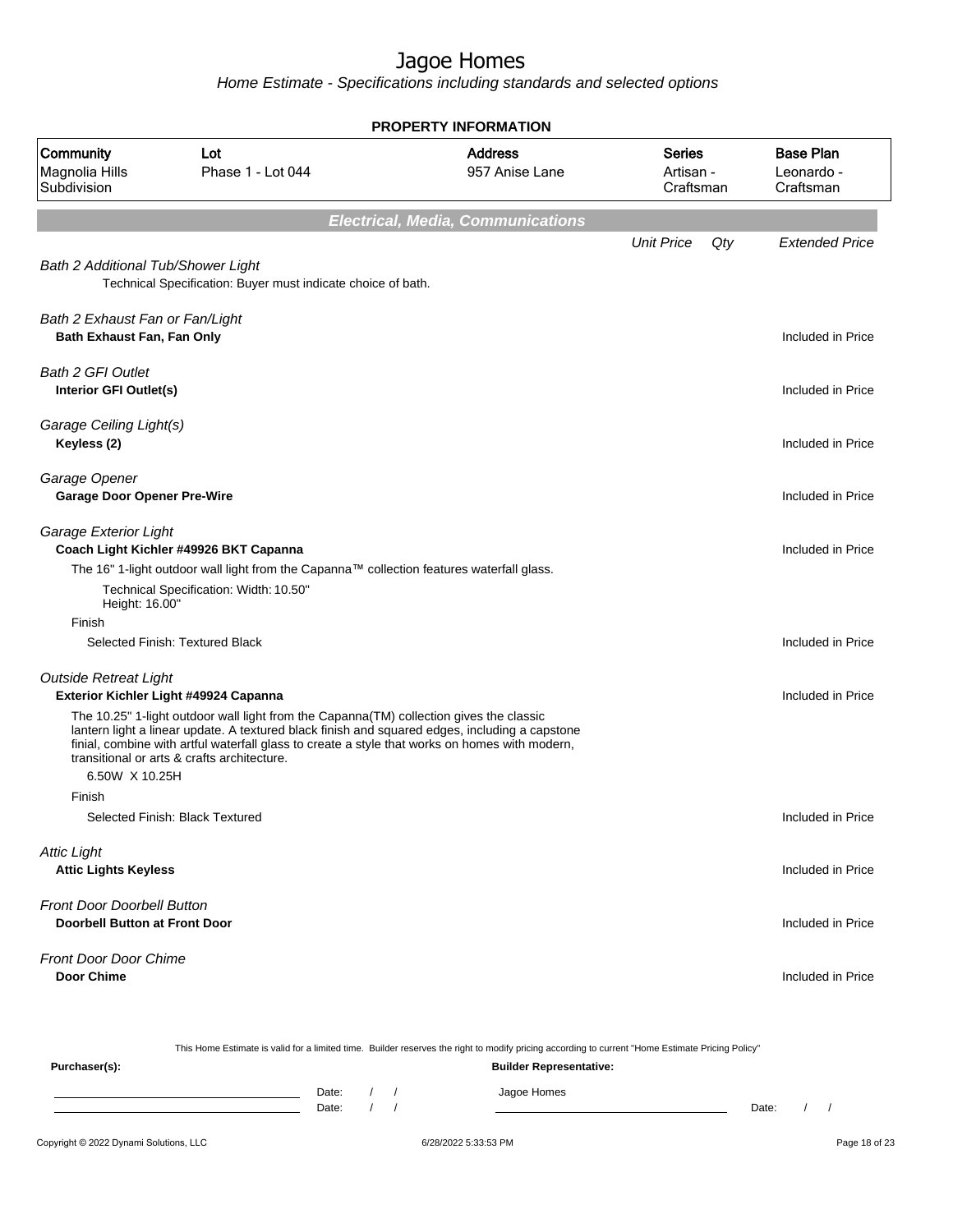# Jagoe Homes

*Home Estimate - Specifications including standards and selected options*

**PROPERTY INFORMATION**

| Community | Lot | Address | Series | Base Plan |
|---|---|---|---|---|
| Magnolia Hills Subdivision | Phase 1 - Lot 044 | 957 Anise Lane | Artisan - Craftsman | Leonardo - Craftsman |

## Electrical, Media, Communications

| | Unit Price | Qty | Extended Price |
|---|---|---|---|
| *Bath 2 Additional Tub/Shower Light* | | | |
| Technical Specification: Buyer must indicate choice of bath. | | | |
| *Bath 2 Exhaust Fan or Fan/Light* | | | |
| **Bath Exhaust Fan, Fan Only** | | | Included in Price |
| *Bath 2 GFI Outlet* | | | |
| **Interior GFI Outlet(s)** | | | Included in Price |
| *Garage Ceiling Light(s)* | | | |
| **Keyless (2)** | | | Included in Price |
| *Garage Opener* | | | |
| **Garage Door Opener Pre-Wire** | | | Included in Price |
| *Garage Exterior Light* | | | |
| **Coach Light Kichler #49926 BKT Capanna** | | | Included in Price |
| The 16" 1-light outdoor wall light from the Capanna™ collection features waterfall glass. | | | |
| Technical Specification: Width: 10.50" Height: 16.00" | | | |
| Finish | | | |
| Selected Finish: Textured Black | | | Included in Price |
| *Outside Retreat Light* | | | |
| **Exterior Kichler Light #49924 Capanna** | | | Included in Price |
| The 10.25" 1-light outdoor wall light from the Capanna(TM) collection gives the classic lantern light a linear update. A textured black finish and squared edges, including a capstone finial, combine with artful waterfall glass to create a style that works on homes with modern, transitional or arts & crafts architecture. | | | |
| 6.50W X 10.25H | | | |
| Finish | | | |
| Selected Finish: Black Textured | | | Included in Price |
| *Attic Light* | | | |
| **Attic Lights Keyless** | | | Included in Price |
| *Front Door Doorbell Button* | | | |
| **Doorbell Button at Front Door** | | | Included in Price |
| *Front Door Door Chime* | | | |
| **Door Chime** | | | Included in Price |

This Home Estimate is valid for a limited time. Builder reserves the right to modify pricing according to current "Home Estimate Pricing Policy"

**Purchaser(s):**

Date: / /

Date: / /

**Builder Representative:**

Jagoe Homes

Date: / /

Copyright © 2022 Dynami Solutions, LLC — 6/28/2022 5:33:53 PM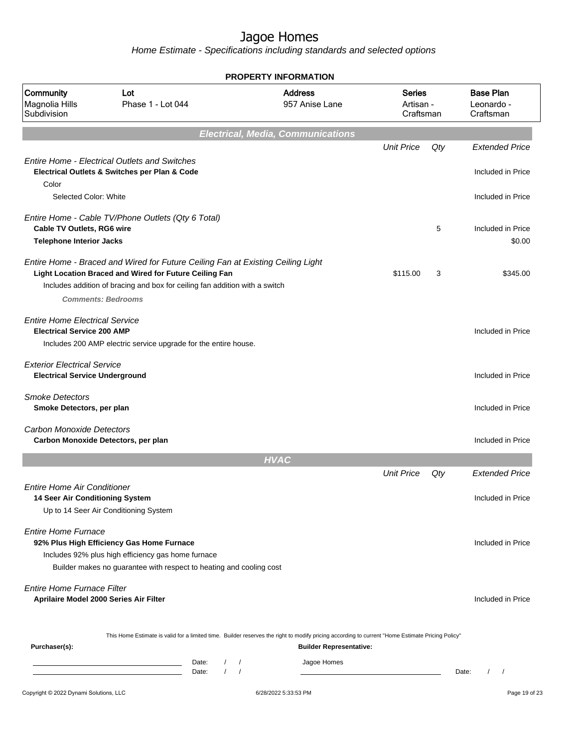# Jagoe Homes

*Home Estimate - Specifications including standards and selected options*

## PROPERTY INFORMATION

| Community | Lot | Address | Series | Base Plan |
|---|---|---|---|---|
| Magnolia Hills Subdivision | Phase 1 - Lot 044 | 957 Anise Lane | Artisan - Craftsman | Leonardo - Craftsman |

## Electrical, Media, Communications

| | Unit Price | Qty | Extended Price |
|---|---|---|---|
| *Entire Home - Electrical Outlets and Switches* | | | |
| **Electrical Outlets & Switches per Plan & Code** | | | Included in Price |
| Color | | | |
| Selected Color: White | | | Included in Price |
| *Entire Home - Cable TV/Phone Outlets (Qty 6 Total)* | | | |
| **Cable TV Outlets, RG6 wire** | | 5 | Included in Price |
| **Telephone Interior Jacks** | | | $0.00 |
| *Entire Home - Braced and Wired for Future Ceiling Fan at Existing Ceiling Light* | | | |
| **Light Location Braced and Wired for Future Ceiling Fan** | $115.00 | 3 | $345.00 |
| Includes addition of bracing and box for ceiling fan addition with a switch | | | |
| ***Comments: Bedrooms*** | | | |
| *Entire Home Electrical Service* | | | |
| **Electrical Service 200 AMP** | | | Included in Price |
| Includes 200 AMP electric service upgrade for the entire house. | | | |
| *Exterior Electrical Service* | | | |
| **Electrical Service Underground** | | | Included in Price |
| *Smoke Detectors* | | | |
| **Smoke Detectors, per plan** | | | Included in Price |
| *Carbon Monoxide Detectors* | | | |
| **Carbon Monoxide Detectors, per plan** | | | Included in Price |

## HVAC

| | Unit Price | Qty | Extended Price |
|---|---|---|---|
| *Entire Home Air Conditioner* | | | |
| **14 Seer Air Conditioning System** | | | Included in Price |
| Up to 14 Seer Air Conditioning System | | | |
| *Entire Home Furnace* | | | |
| **92% Plus High Efficiency Gas Home Furnace** | | | Included in Price |
| Includes 92% plus high efficiency gas home furnace | | | |
| Builder makes no guarantee with respect to heating and cooling cost | | | |
| *Entire Home Furnace Filter* | | | |
| **Aprilaire Model 2000 Series Air Filter** | | | Included in Price |

This Home Estimate is valid for a limited time. Builder reserves the right to modify pricing according to current "Home Estimate Pricing Policy"

**Purchaser(s):** Date: / / Date: / /

**Builder Representative:** Jagoe Homes Date: / /

Copyright © 2022 Dynami Solutions, LLC 6/28/2022 5:33:53 PM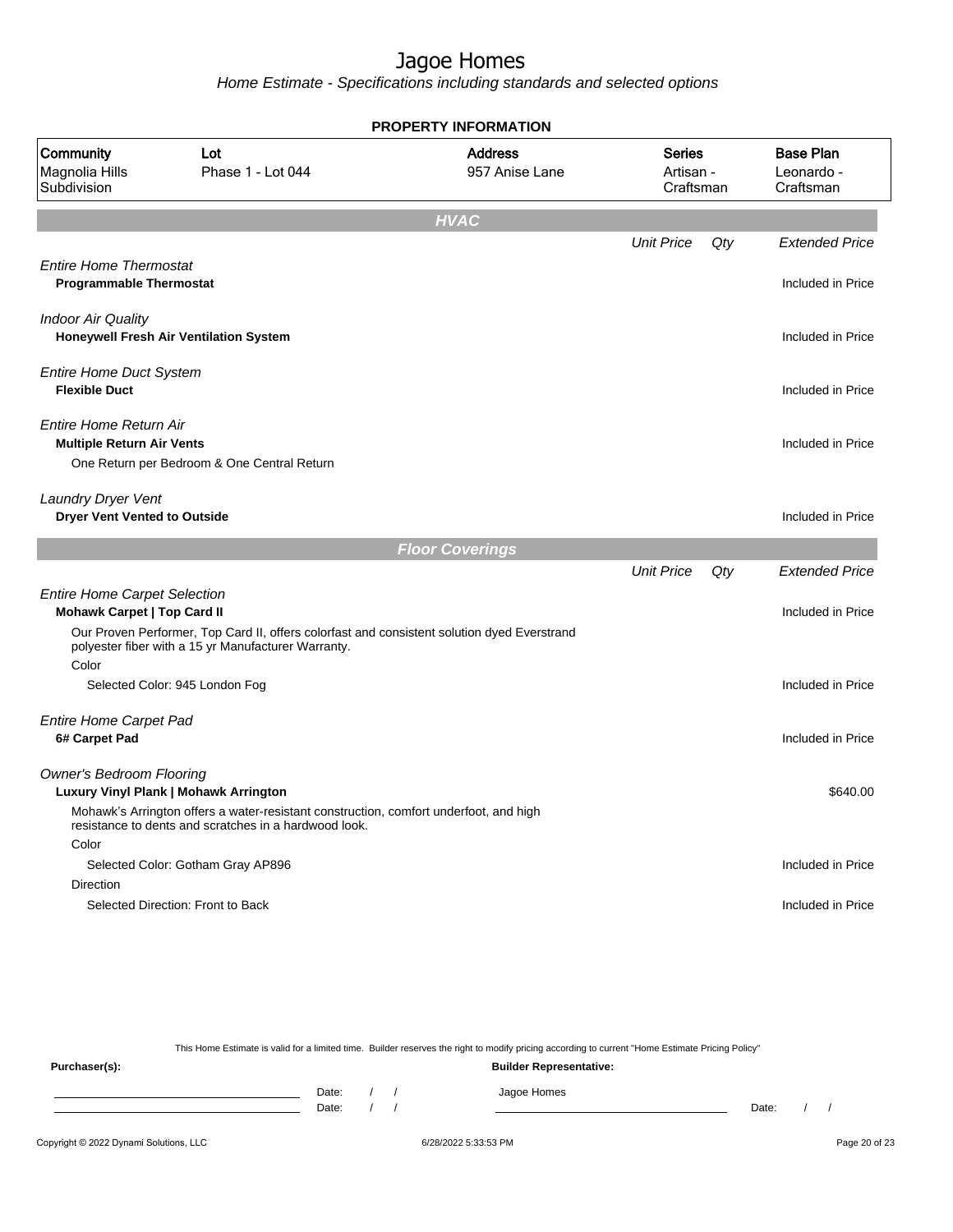# Jagoe Homes

*Home Estimate - Specifications including standards and selected options*

## PROPERTY INFORMATION

| Community | Lot | Address | Series | Base Plan |
|---|---|---|---|---|
| Magnolia Hills Subdivision | Phase 1 - Lot 044 | 957 Anise Lane | Artisan - Craftsman | Leonardo - Craftsman |

## HVAC

| | Unit Price | Qty | Extended Price |
|---|---|---|---|
| *Entire Home Thermostat* | | | |
| **Programmable Thermostat** | | | Included in Price |
| *Indoor Air Quality* | | | |
| **Honeywell Fresh Air Ventilation System** | | | Included in Price |
| *Entire Home Duct System* | | | |
| **Flexible Duct** | | | Included in Price |
| *Entire Home Return Air* | | | |
| **Multiple Return Air Vents** | | | Included in Price |
| One Return per Bedroom & One Central Return | | | |
| *Laundry Dryer Vent* | | | |
| **Dryer Vent Vented to Outside** | | | Included in Price |

## Floor Coverings

| | Unit Price | Qty | Extended Price |
|---|---|---|---|
| *Entire Home Carpet Selection* | | | |
| **Mohawk Carpet \| Top Card II** | | | Included in Price |
| Our Proven Performer, Top Card II, offers colorfast and consistent solution dyed Everstrand polyester fiber with a 15 yr Manufacturer Warranty. | | | |
| Color | | | |
| Selected Color: 945 London Fog | | | Included in Price |
| *Entire Home Carpet Pad* | | | |
| **6# Carpet Pad** | | | Included in Price |
| *Owner's Bedroom Flooring* | | | |
| **Luxury Vinyl Plank \| Mohawk Arrington** | | | $640.00 |
| Mohawk's Arrington offers a water-resistant construction, comfort underfoot, and high resistance to dents and scratches in a hardwood look. | | | |
| Color | | | |
| Selected Color: Gotham Gray AP896 | | | Included in Price |
| Direction | | | |
| Selected Direction: Front to Back | | | Included in Price |

This Home Estimate is valid for a limited time. Builder reserves the right to modify pricing according to current "Home Estimate Pricing Policy"

**Purchaser(s):**

Date: / /

Date: / /

**Builder Representative:**

Jagoe Homes

Date: / /

Copyright © 2022 Dynami Solutions, LLC — 6/28/2022 5:33:53 PM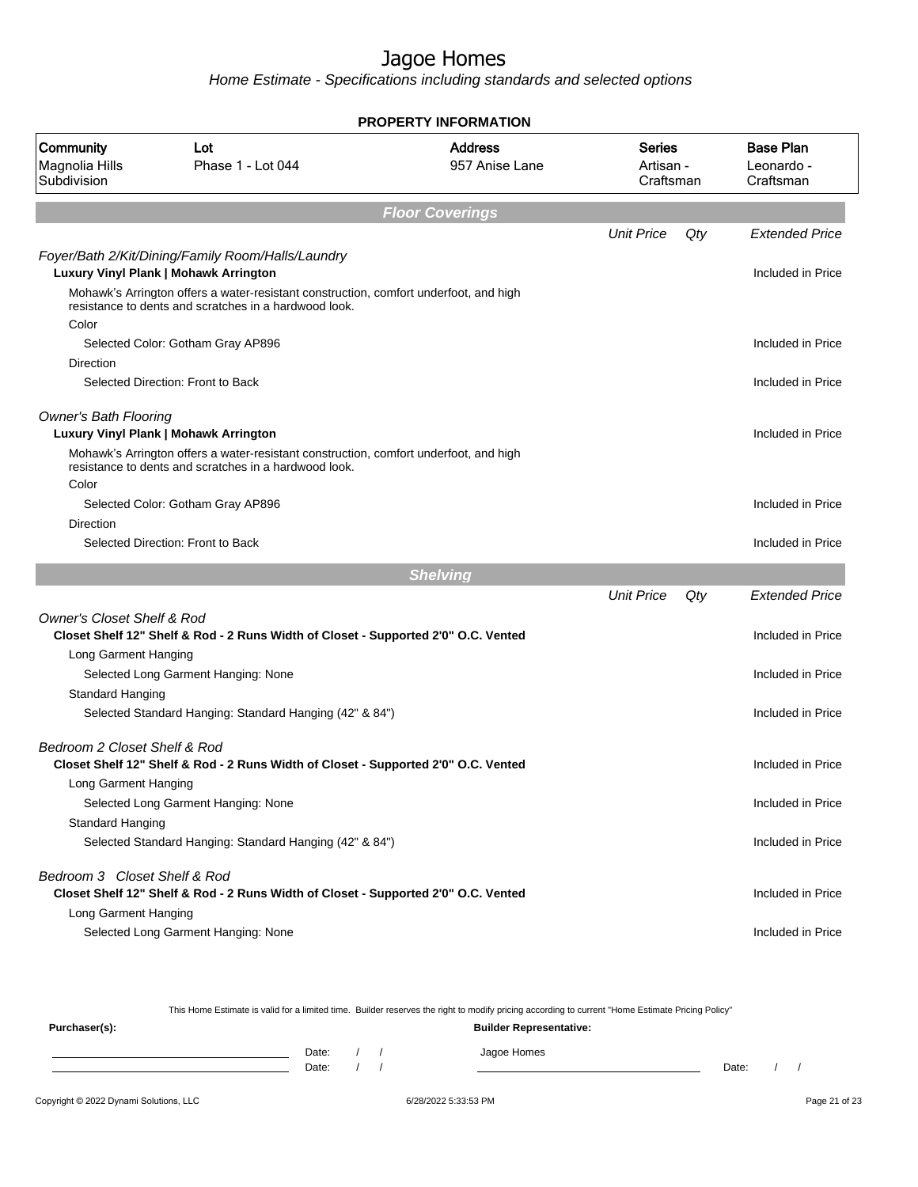# Jagoe Homes

*Home Estimate - Specifications including standards and selected options*

**PROPERTY INFORMATION**

| Community | Lot | Address | Series | Base Plan |
|---|---|---|---|---|
| Magnolia Hills Subdivision | Phase 1 - Lot 044 | 957 Anise Lane | Artisan - Craftsman | Leonardo - Craftsman |

## Floor Coverings

| | Unit Price | Qty | Extended Price |
|---|---|---|---|
| *Foyer/Bath 2/Kit/Dining/Family Room/Halls/Laundry* | | | |
| **Luxury Vinyl Plank \| Mohawk Arrington** | | | Included in Price |
| Mohawk's Arrington offers a water-resistant construction, comfort underfoot, and high resistance to dents and scratches in a hardwood look. | | | |
| Color | | | |
| Selected Color: Gotham Gray AP896 | | | Included in Price |
| Direction | | | |
| Selected Direction: Front to Back | | | Included in Price |
| *Owner's Bath Flooring* | | | |
| **Luxury Vinyl Plank \| Mohawk Arrington** | | | Included in Price |
| Mohawk's Arrington offers a water-resistant construction, comfort underfoot, and high resistance to dents and scratches in a hardwood look. | | | |
| Color | | | |
| Selected Color: Gotham Gray AP896 | | | Included in Price |
| Direction | | | |
| Selected Direction: Front to Back | | | Included in Price |

## Shelving

| | Unit Price | Qty | Extended Price |
|---|---|---|---|
| *Owner's Closet Shelf & Rod* | | | |
| **Closet Shelf 12" Shelf & Rod - 2 Runs Width of Closet - Supported 2'0" O.C. Vented** | | | Included in Price |
| Long Garment Hanging | | | |
| Selected Long Garment Hanging: None | | | Included in Price |
| Standard Hanging | | | |
| Selected Standard Hanging: Standard Hanging (42" & 84") | | | Included in Price |
| *Bedroom 2 Closet Shelf & Rod* | | | |
| **Closet Shelf 12" Shelf & Rod - 2 Runs Width of Closet - Supported 2'0" O.C. Vented** | | | Included in Price |
| Long Garment Hanging | | | |
| Selected Long Garment Hanging: None | | | Included in Price |
| Standard Hanging | | | |
| Selected Standard Hanging: Standard Hanging (42" & 84") | | | Included in Price |
| *Bedroom 3 Closet Shelf & Rod* | | | |
| **Closet Shelf 12" Shelf & Rod - 2 Runs Width of Closet - Supported 2'0" O.C. Vented** | | | Included in Price |
| Long Garment Hanging | | | |
| Selected Long Garment Hanging: None | | | Included in Price |

This Home Estimate is valid for a limited time. Builder reserves the right to modify pricing according to current "Home Estimate Pricing Policy"

**Purchaser(s):**

Date: / /

Date: / /

**Builder Representative:**

Jagoe Homes

Date: / /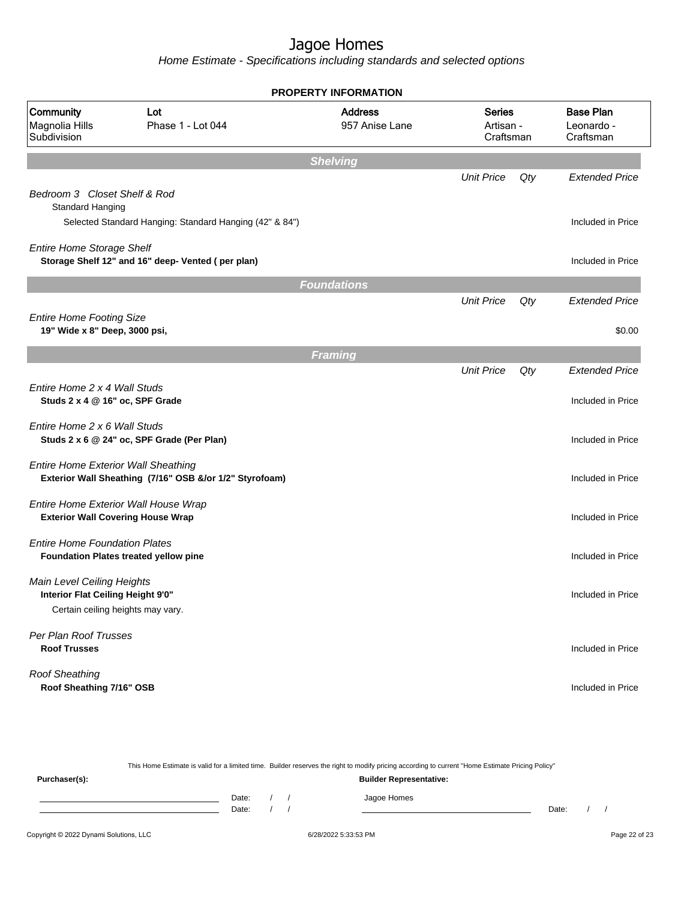# Jagoe Homes

*Home Estimate - Specifications including standards and selected options*

**PROPERTY INFORMATION**

| Community | Lot | Address | Series | Base Plan |
|---|---|---|---|---|
| Magnolia Hills Subdivision | Phase 1 - Lot 044 | 957 Anise Lane | Artisan - Craftsman | Leonardo - Craftsman |

## Shelving

| | Unit Price | Qty | Extended Price |
|---|---|---|---|
| *Bedroom 3 Closet Shelf & Rod* | | | |
| Standard Hanging | | | |
| Selected Standard Hanging: Standard Hanging (42" & 84") | | | Included in Price |
| *Entire Home Storage Shelf* | | | |
| **Storage Shelf 12" and 16" deep- Vented ( per plan)** | | | Included in Price |

## Foundations

| | Unit Price | Qty | Extended Price |
|---|---|---|---|
| *Entire Home Footing Size* | | | |
| **19" Wide x 8" Deep, 3000 psi,** | | | $0.00 |

## Framing

| | Unit Price | Qty | Extended Price |
|---|---|---|---|
| *Entire Home 2 x 4 Wall Studs* | | | |
| **Studs 2 x 4 @ 16" oc, SPF Grade** | | | Included in Price |
| *Entire Home 2 x 6 Wall Studs* | | | |
| **Studs 2 x 6 @ 24" oc, SPF Grade (Per Plan)** | | | Included in Price |
| *Entire Home Exterior Wall Sheathing* | | | |
| **Exterior Wall Sheathing (7/16" OSB &/or 1/2" Styrofoam)** | | | Included in Price |
| *Entire Home Exterior Wall House Wrap* | | | |
| **Exterior Wall Covering House Wrap** | | | Included in Price |
| *Entire Home Foundation Plates* | | | |
| **Foundation Plates treated yellow pine** | | | Included in Price |
| *Main Level Ceiling Heights* | | | |
| **Interior Flat Ceiling Height 9'0"** | | | Included in Price |
| Certain ceiling heights may vary. | | | |
| *Per Plan Roof Trusses* | | | |
| **Roof Trusses** | | | Included in Price |
| *Roof Sheathing* | | | |
| **Roof Sheathing 7/16" OSB** | | | Included in Price |

This Home Estimate is valid for a limited time. Builder reserves the right to modify pricing according to current "Home Estimate Pricing Policy"

**Purchaser(s):** Date: / / Date: / /

**Builder Representative:** Jagoe Homes Date: / /

Copyright © 2022 Dynami Solutions, LLC 6/28/2022 5:33:53 PM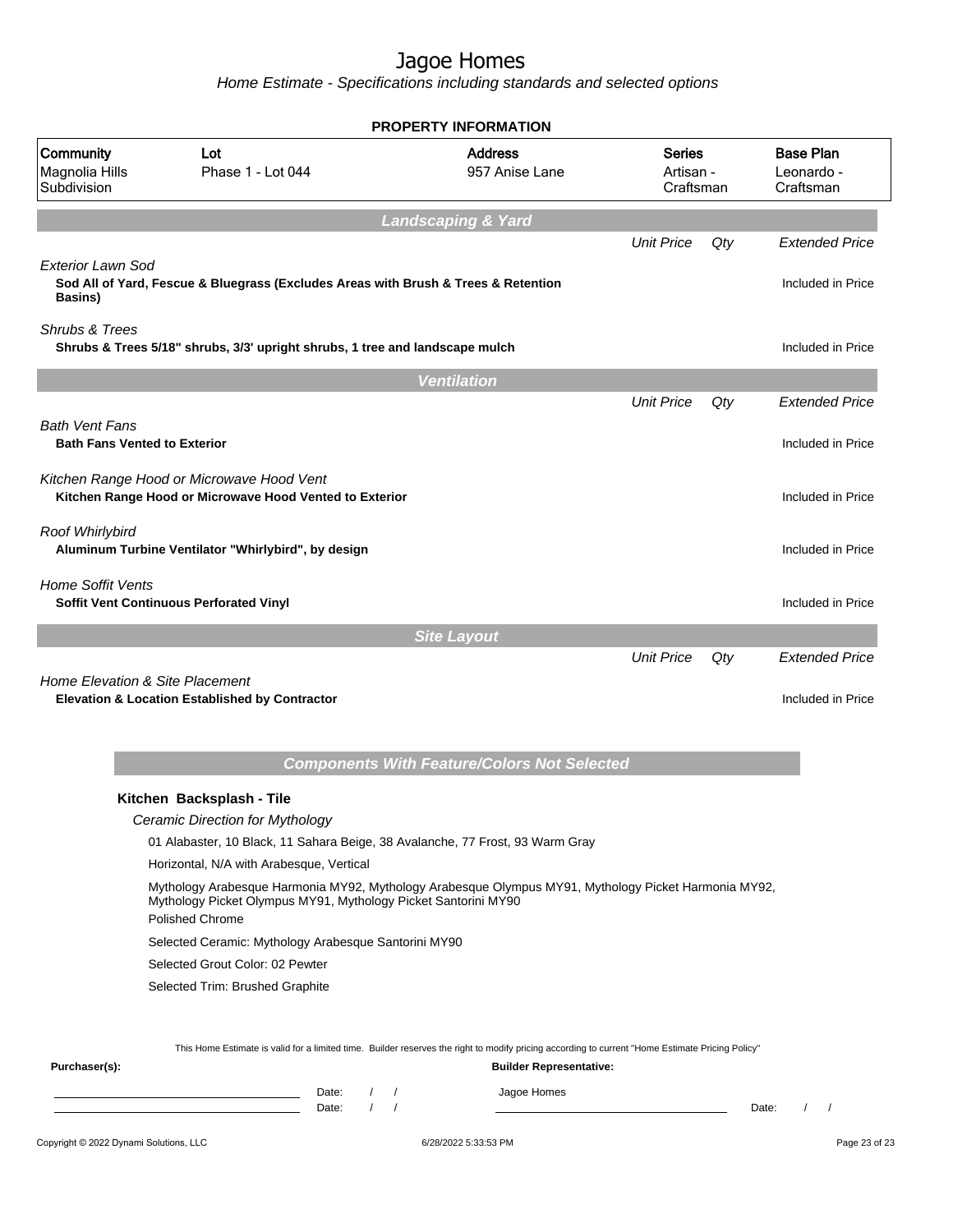# Jagoe Homes

*Home Estimate - Specifications including standards and selected options*

## PROPERTY INFORMATION

| Community | Lot | Address | Series | Base Plan |
|---|---|---|---|---|
| Magnolia Hills Subdivision | Phase 1 - Lot 044 | 957 Anise Lane | Artisan - Craftsman | Leonardo - Craftsman |

## Landscaping & Yard

| | Unit Price | Qty | Extended Price |
|---|---|---|---|
| *Exterior Lawn Sod* | | | |
| **Sod All of Yard, Fescue & Bluegrass (Excludes Areas with Brush & Trees & Retention Basins)** | | | Included in Price |
| *Shrubs & Trees* | | | |
| **Shrubs & Trees 5/18" shrubs, 3/3' upright shrubs, 1 tree and landscape mulch** | | | Included in Price |

## Ventilation

| | Unit Price | Qty | Extended Price |
|---|---|---|---|
| *Bath Vent Fans* | | | |
| **Bath Fans Vented to Exterior** | | | Included in Price |
| *Kitchen Range Hood or Microwave Hood Vent* | | | |
| **Kitchen Range Hood or Microwave Hood Vented to Exterior** | | | Included in Price |
| *Roof Whirlybird* | | | |
| **Aluminum Turbine Ventilator "Whirlybird", by design** | | | Included in Price |
| *Home Soffit Vents* | | | |
| **Soffit Vent Continuous Perforated Vinyl** | | | Included in Price |

## Site Layout

| | Unit Price | Qty | Extended Price |
|---|---|---|---|
| *Home Elevation & Site Placement* | | | |
| **Elevation & Location Established by Contractor** | | | Included in Price |

## Components With Feature/Colors Not Selected

**Kitchen Backsplash - Tile**

*Ceramic Direction for Mythology*

01 Alabaster, 10 Black, 11 Sahara Beige, 38 Avalanche, 77 Frost, 93 Warm Gray

Horizontal, N/A with Arabesque, Vertical

Mythology Arabesque Harmonia MY92, Mythology Arabesque Olympus MY91, Mythology Picket Harmonia MY92, Mythology Picket Olympus MY91, Mythology Picket Santorini MY90

Polished Chrome

Selected Ceramic: Mythology Arabesque Santorini MY90

Selected Grout Color: 02 Pewter

Selected Trim: Brushed Graphite

This Home Estimate is valid for a limited time. Builder reserves the right to modify pricing according to current "Home Estimate Pricing Policy"

**Purchaser(s):**

______________________________ Date: / /

______________________________ Date: / /

**Builder Representative:**

Jagoe Homes

______________________________ Date: / /

Copyright © 2022 Dynami Solutions, LLC — 6/28/2022 5:33:53 PM